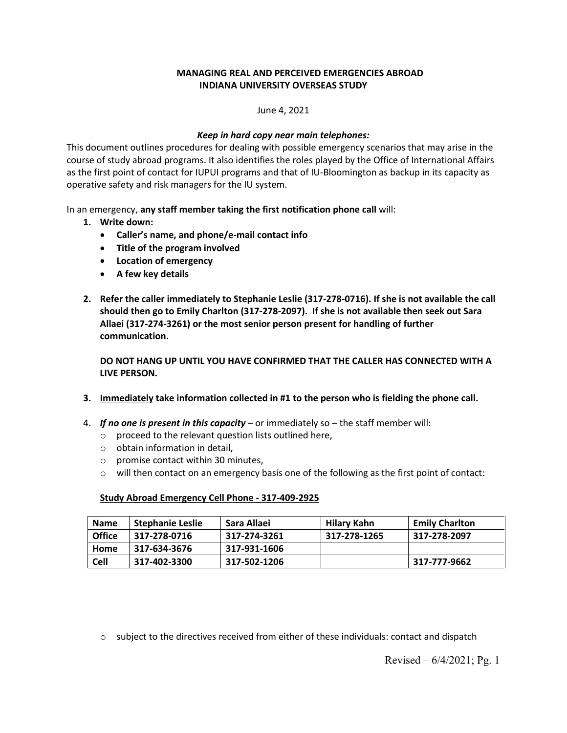**MANAGING REAL AND PERCEIVED EMERGENCIES ABROAD**
**INDIANA UNIVERSITY OVERSEAS STUDY**

June 4, 2021

***Keep in hard copy near main telephones:***

This document outlines procedures for dealing with possible emergency scenarios that may arise in the course of study abroad programs. It also identifies the roles played by the Office of International Affairs as the first point of contact for IUPUI programs and that of IU-Bloomington as backup in its capacity as operative safety and risk managers for the IU system.

In an emergency, **any staff member taking the first notification phone call** will:

1. **Write down:**
   - **Caller's name, and phone/e-mail contact info**
   - **Title of the program involved**
   - **Location of emergency**
   - **A few key details**

2. **Refer the caller immediately to Stephanie Leslie (317-278-0716). If she is not available the call should then go to Emily Charlton (317-278-2097). If she is not available then seek out Sara Allaei (317-274-3261) or the most senior person present for handling of further communication.**

   **DO NOT HANG UP UNTIL YOU HAVE CONFIRMED THAT THE CALLER HAS CONNECTED WITH A LIVE PERSON.**

3. **Immediately take information collected in #1 to the person who is fielding the phone call.**

4. ***If no one is present in this capacity*** – or immediately so – the staff member will:
   - proceed to the relevant question lists outlined here,
   - obtain information in detail,
   - promise contact within 30 minutes,
   - will then contact on an emergency basis one of the following as the first point of contact:

   **Study Abroad Emergency Cell Phone - 317-409-2925**

| Name | Stephanie Leslie | Sara Allaei | Hilary Kahn | Emily Charlton |
|---|---|---|---|---|
| Office | 317-278-0716 | 317-274-3261 | 317-278-1265 | 317-278-2097 |
| Home | 317-634-3676 | 317-931-1606 | | |
| Cell | 317-402-3300 | 317-502-1206 | | 317-777-9662 |

   - subject to the directives received from either of these individuals: contact and dispatch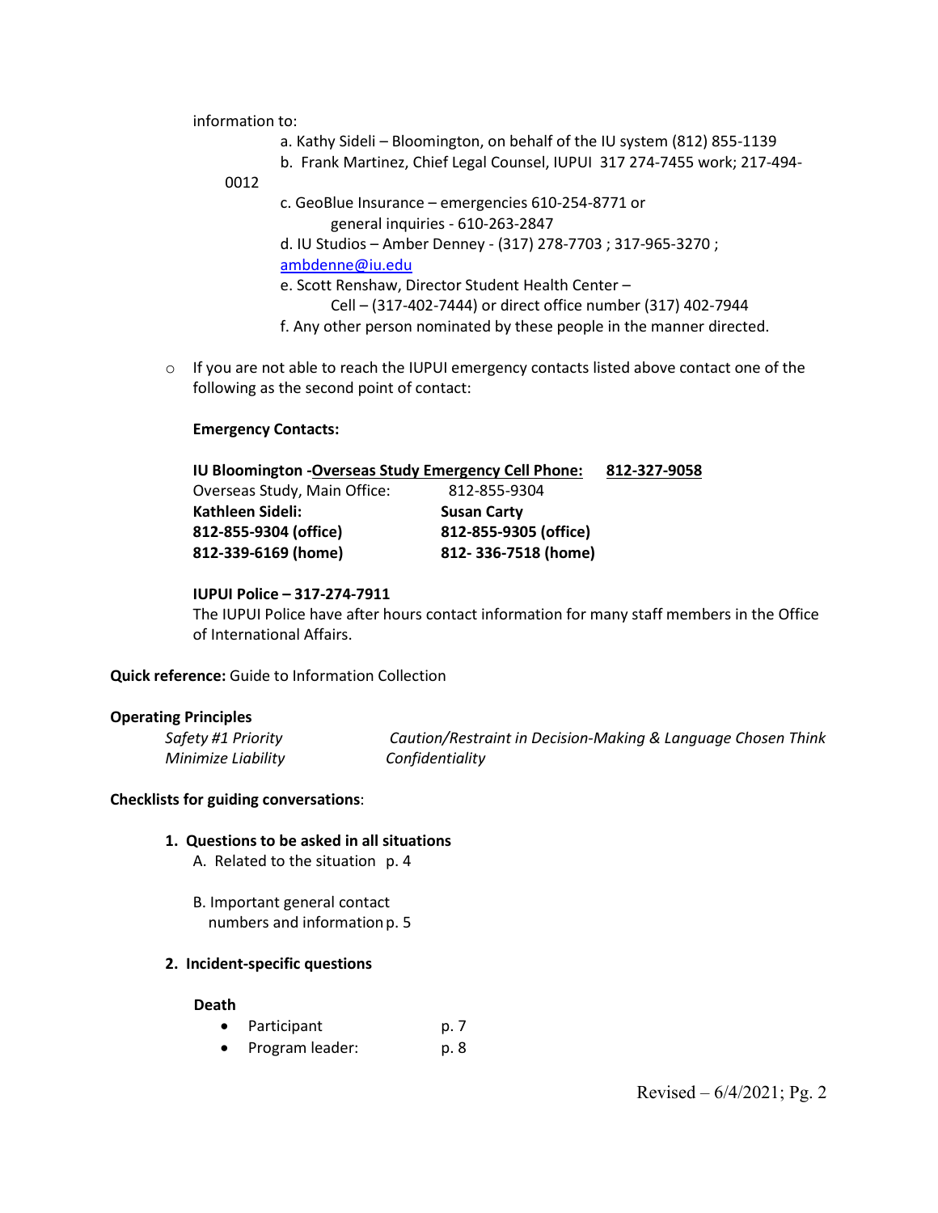information to:

a. Kathy Sideli – Bloomington, on behalf of the IU system (812) 855-1139

b. Frank Martinez, Chief Legal Counsel, IUPUI 317 274-7455 work; 217-494-0012

c. GeoBlue Insurance – emergencies 610-254-8771 or general inquiries - 610-263-2847

d. IU Studios – Amber Denney - (317) 278-7703 ; 317-965-3270 ; ambdenne@iu.edu

e. Scott Renshaw, Director Student Health Center – Cell – (317-402-7444) or direct office number (317) 402-7944

f. Any other person nominated by these people in the manner directed.

- If you are not able to reach the IUPUI emergency contacts listed above contact one of the following as the second point of contact:

**Emergency Contacts:**

| **IU Bloomington -<u>Overseas Study Emergency Cell Phone:</u>** | **<u>812-327-9058</u>** |
|---|---|
| Overseas Study, Main Office: | 812-855-9304 |
| **Kathleen Sideli:** | **Susan Carty** |
| **812-855-9304 (office)** | **812-855-9305 (office)** |
| **812-339-6169 (home)** | **812- 336-7518 (home)** |

**IUPUI Police – 317-274-7911**

The IUPUI Police have after hours contact information for many staff members in the Office of International Affairs.

**Quick reference:** Guide to Information Collection

**Operating Principles**

*Safety #1 Priority* — *Caution/Restraint in Decision-Making & Language Chosen Think*

*Minimize Liability* — *Confidentiality*

**Checklists for guiding conversations**:

1. **Questions to be asked in all situations**

   A. Related to the situation p. 4

   B. Important general contact numbers and information p. 5

2. **Incident-specific questions**

   **Death**

   - Participant p. 7
   - Program leader: p. 8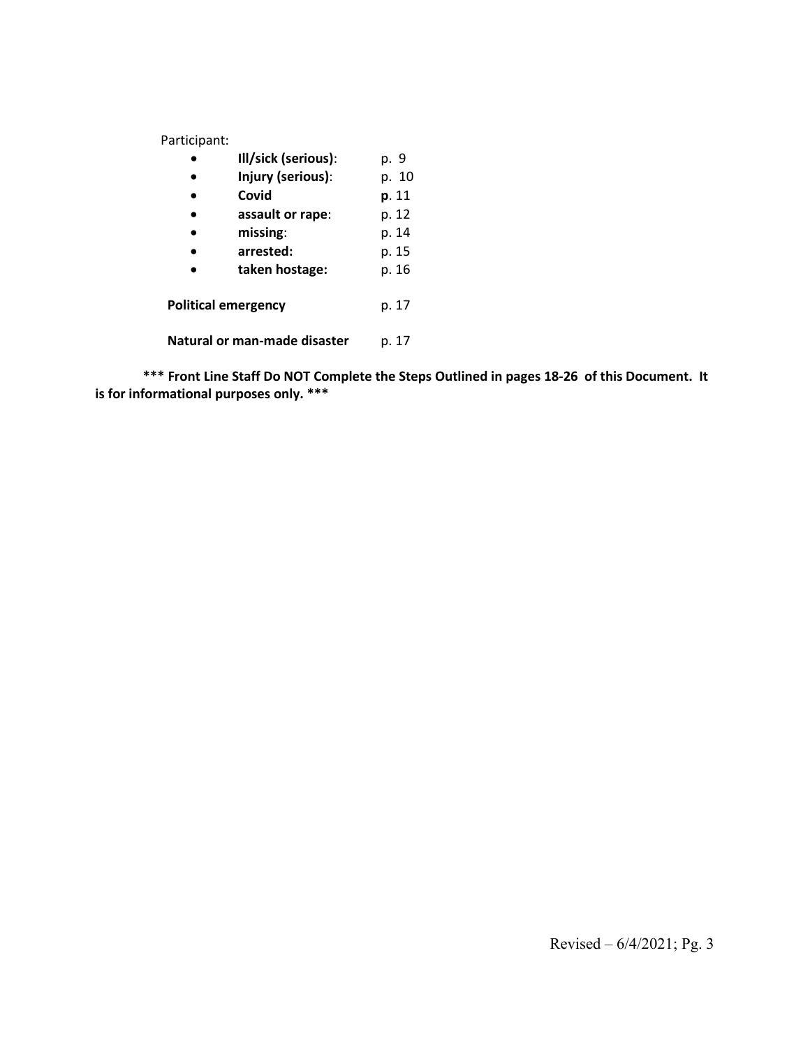Participant:

- **Ill/sick (serious)**: p. 9
- **Injury (serious)**: p. 10
- **Covid** **p**. 11
- **assault or rape**: p. 12
- **missing**: p. 14
- **arrested:** p. 15
- **taken hostage:** p. 16

**Political emergency** p. 17

**Natural or man-made disaster** p. 17

**\*\*\* Front Line Staff Do NOT Complete the Steps Outlined in pages 18-26 of this Document. It is for informational purposes only. \*\*\***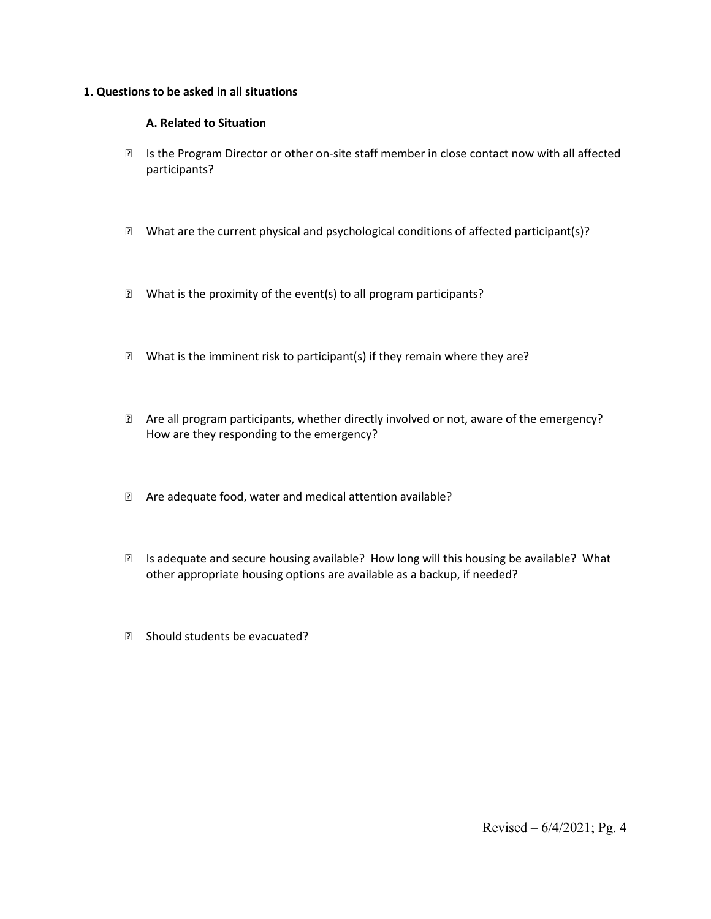**1. Questions to be asked in all situations**

**A. Related to Situation**

- Is the Program Director or other on-site staff member in close contact now with all affected participants?
- What are the current physical and psychological conditions of affected participant(s)?
- What is the proximity of the event(s) to all program participants?
- What is the imminent risk to participant(s) if they remain where they are?
- Are all program participants, whether directly involved or not, aware of the emergency? How are they responding to the emergency?
- Are adequate food, water and medical attention available?
- Is adequate and secure housing available? How long will this housing be available? What other appropriate housing options are available as a backup, if needed?
- Should students be evacuated?

Revised – 6/4/2021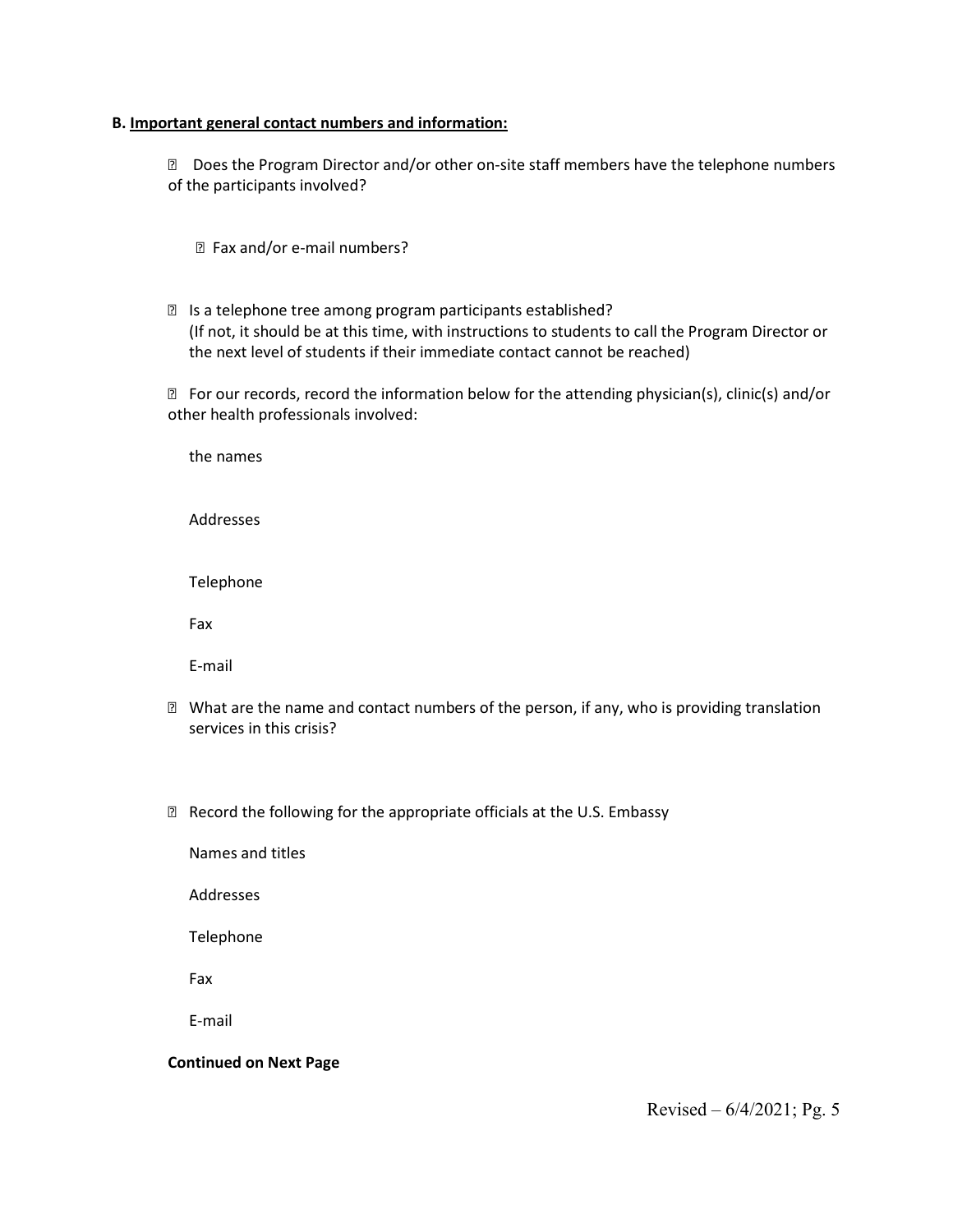**B. Important general contact numbers and information:**

- Does the Program Director and/or other on-site staff members have the telephone numbers of the participants involved?

  - Fax and/or e-mail numbers?

- Is a telephone tree among program participants established? (If not, it should be at this time, with instructions to students to call the Program Director or the next level of students if their immediate contact cannot be reached)

- For our records, record the information below for the attending physician(s), clinic(s) and/or other health professionals involved:

  the names

  Addresses

  Telephone

  Fax

  E-mail

- What are the name and contact numbers of the person, if any, who is providing translation services in this crisis?

- Record the following for the appropriate officials at the U.S. Embassy

  Names and titles

  Addresses

  Telephone

  Fax

  E-mail

**Continued on Next Page**

Revised – 6/4/2021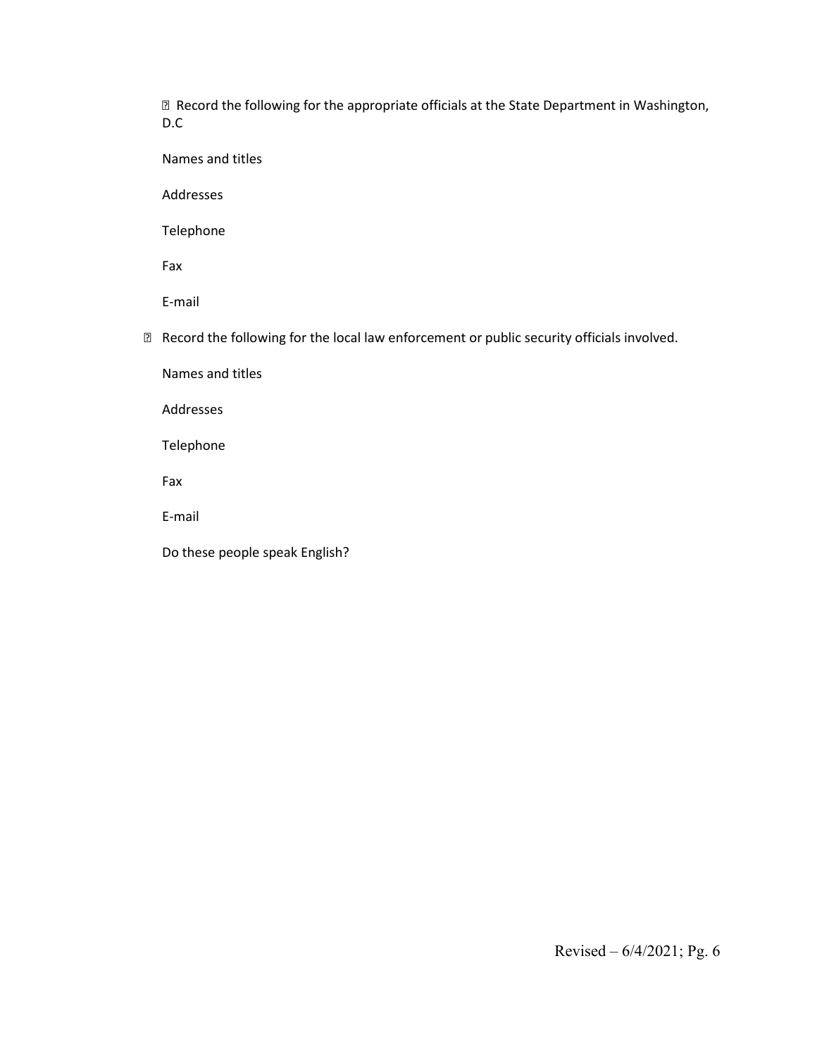- Record the following for the appropriate officials at the State Department in Washington, D.C

  Names and titles

  Addresses

  Telephone

  Fax

  E-mail

- Record the following for the local law enforcement or public security officials involved.

  Names and titles

  Addresses

  Telephone

  Fax

  E-mail

  Do these people speak English?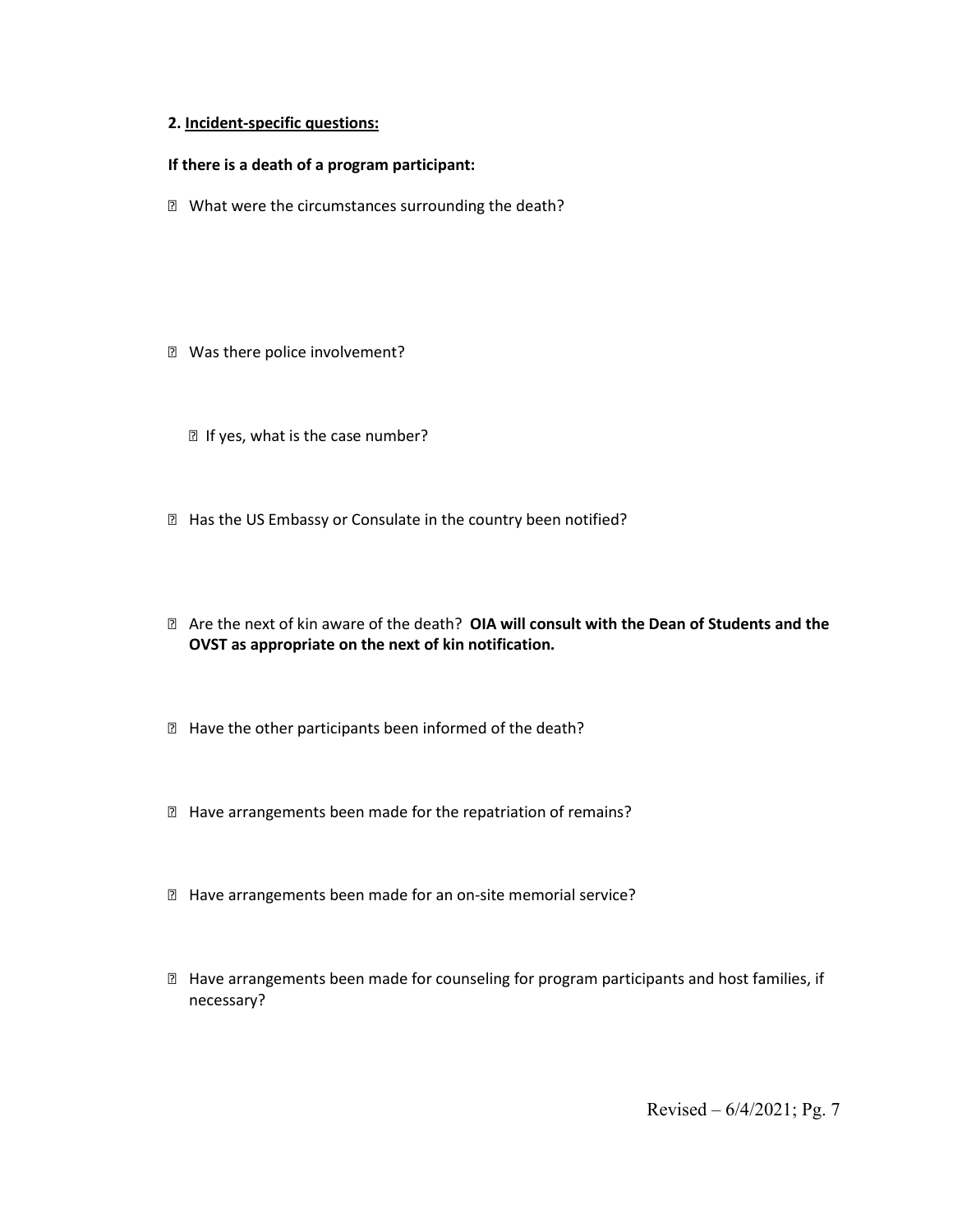**2. Incident-specific questions:**

**If there is a death of a program participant:**

- What were the circumstances surrounding the death?

- Was there police involvement?

  - If yes, what is the case number?

- Has the US Embassy or Consulate in the country been notified?

- Are the next of kin aware of the death? **OIA will consult with the Dean of Students and the OVST as appropriate on the next of kin notification.**

- Have the other participants been informed of the death?

- Have arrangements been made for the repatriation of remains?

- Have arrangements been made for an on-site memorial service?

- Have arrangements been made for counseling for program participants and host families, if necessary?

Revised – 6/4/2021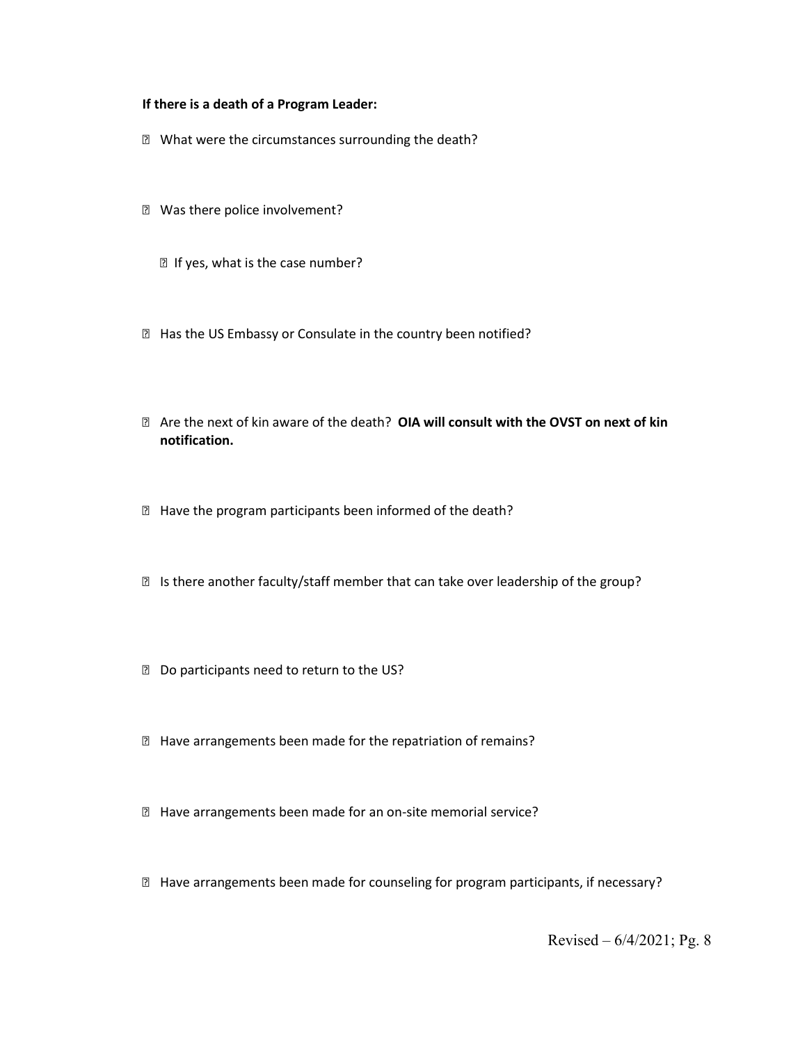**If there is a death of a Program Leader:**

- What were the circumstances surrounding the death?
- Was there police involvement?
  - If yes, what is the case number?
- Has the US Embassy or Consulate in the country been notified?
- Are the next of kin aware of the death? **OIA will consult with the OVST on next of kin notification.**
- Have the program participants been informed of the death?
- Is there another faculty/staff member that can take over leadership of the group?
- Do participants need to return to the US?
- Have arrangements been made for the repatriation of remains?
- Have arrangements been made for an on-site memorial service?
- Have arrangements been made for counseling for program participants, if necessary?

Revised – 6/4/2021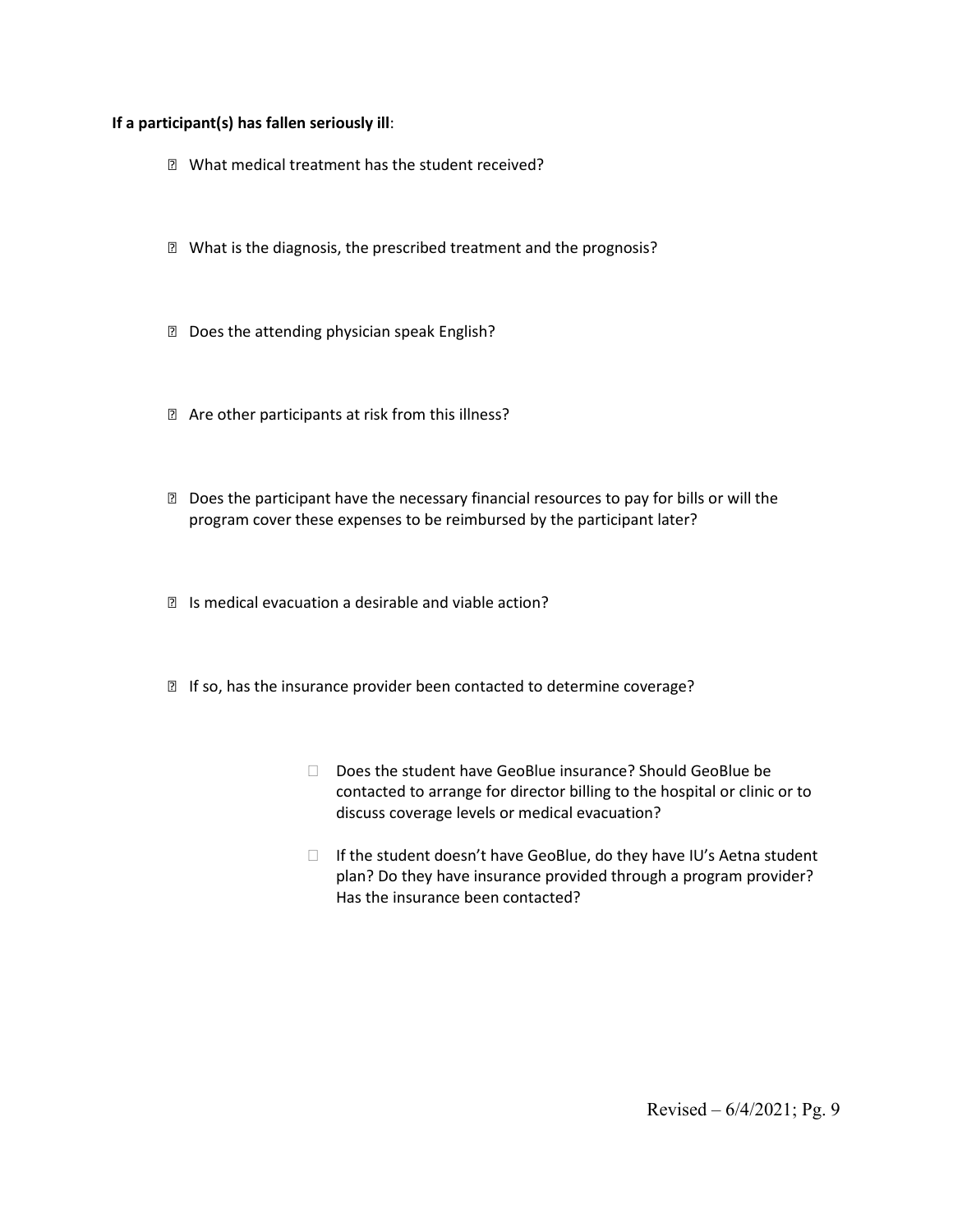**If a participant(s) has fallen seriously ill**:

- What medical treatment has the student received?
- What is the diagnosis, the prescribed treatment and the prognosis?
- Does the attending physician speak English?
- Are other participants at risk from this illness?
- Does the participant have the necessary financial resources to pay for bills or will the program cover these expenses to be reimbursed by the participant later?
- Is medical evacuation a desirable and viable action?
- If so, has the insurance provider been contacted to determine coverage?
    - Does the student have GeoBlue insurance? Should GeoBlue be contacted to arrange for director billing to the hospital or clinic or to discuss coverage levels or medical evacuation?
    - If the student doesn't have GeoBlue, do they have IU's Aetna student plan? Do they have insurance provided through a program provider? Has the insurance been contacted?

Revised – 6/4/2021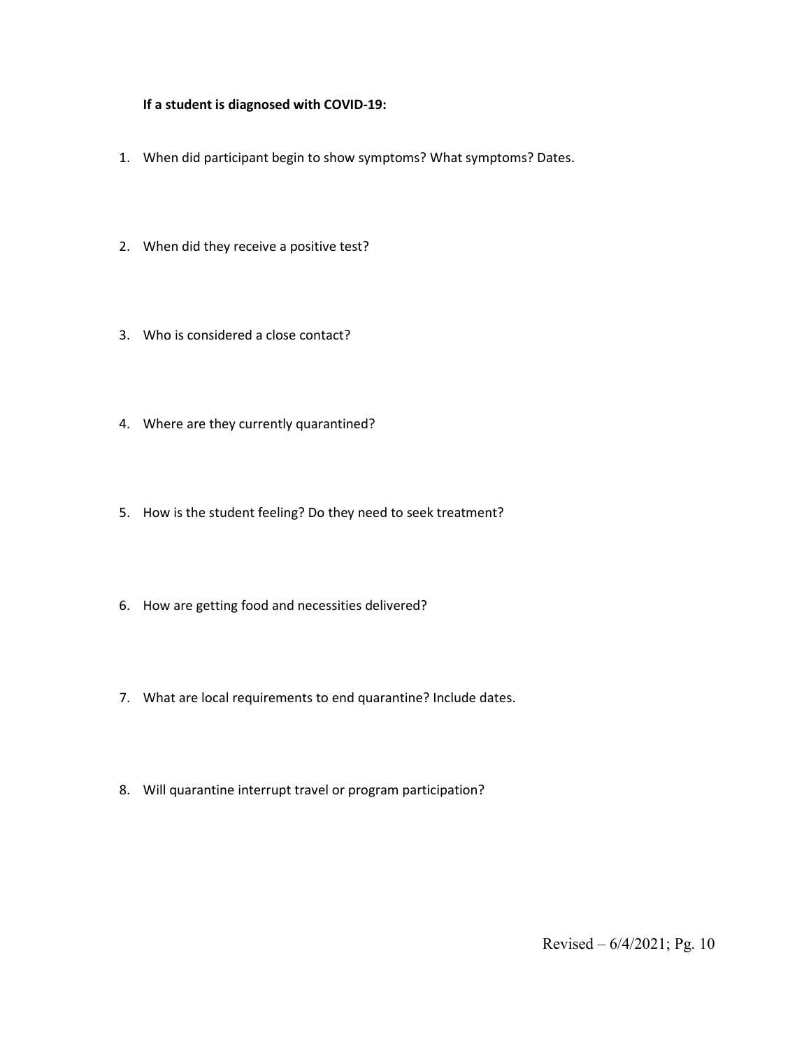**If a student is diagnosed with COVID-19:**

1. When did participant begin to show symptoms? What symptoms? Dates.

2. When did they receive a positive test?

3. Who is considered a close contact?

4. Where are they currently quarantined?

5. How is the student feeling? Do they need to seek treatment?

6. How are getting food and necessities delivered?

7. What are local requirements to end quarantine? Include dates.

8. Will quarantine interrupt travel or program participation?

Revised – 6/4/2021; Pg. 10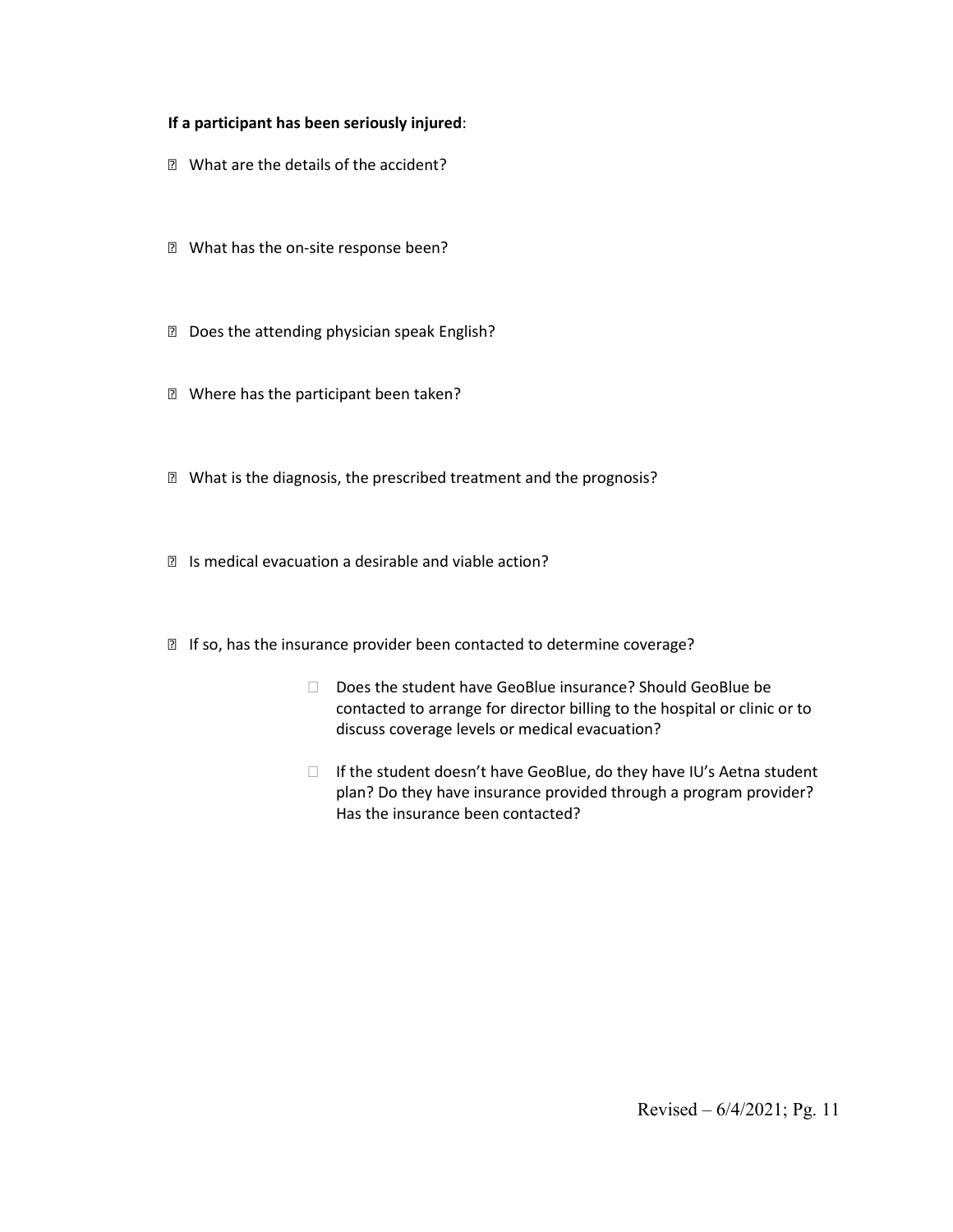**If a participant has been seriously injured**:

- What are the details of the accident?
- What has the on-site response been?
- Does the attending physician speak English?
- Where has the participant been taken?
- What is the diagnosis, the prescribed treatment and the prognosis?
- Is medical evacuation a desirable and viable action?
- If so, has the insurance provider been contacted to determine coverage?
    - Does the student have GeoBlue insurance? Should GeoBlue be contacted to arrange for director billing to the hospital or clinic or to discuss coverage levels or medical evacuation?
    - If the student doesn't have GeoBlue, do they have IU's Aetna student plan? Do they have insurance provided through a program provider? Has the insurance been contacted?

Revised – 6/4/2021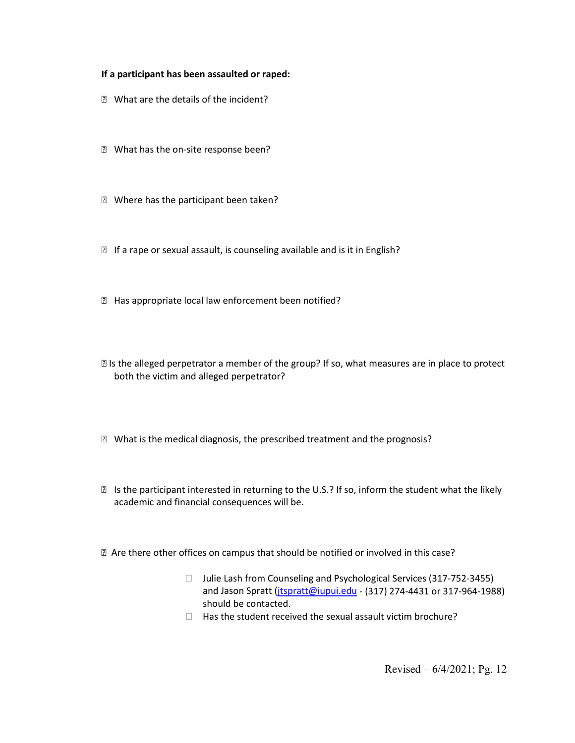**If a participant has been assaulted or raped:**

- What are the details of the incident?
- What has the on-site response been?
- Where has the participant been taken?
- If a rape or sexual assault, is counseling available and is it in English?
- Has appropriate local law enforcement been notified?
- Is the alleged perpetrator a member of the group? If so, what measures are in place to protect both the victim and alleged perpetrator?
- What is the medical diagnosis, the prescribed treatment and the prognosis?
- Is the participant interested in returning to the U.S.? If so, inform the student what the likely academic and financial consequences will be.
- Are there other offices on campus that should be notified or involved in this case?
  - Julie Lash from Counseling and Psychological Services (317-752-3455) and Jason Spratt (jtspratt@iupui.edu - (317) 274-4431 or 317-964-1988) should be contacted.
  - Has the student received the sexual assault victim brochure?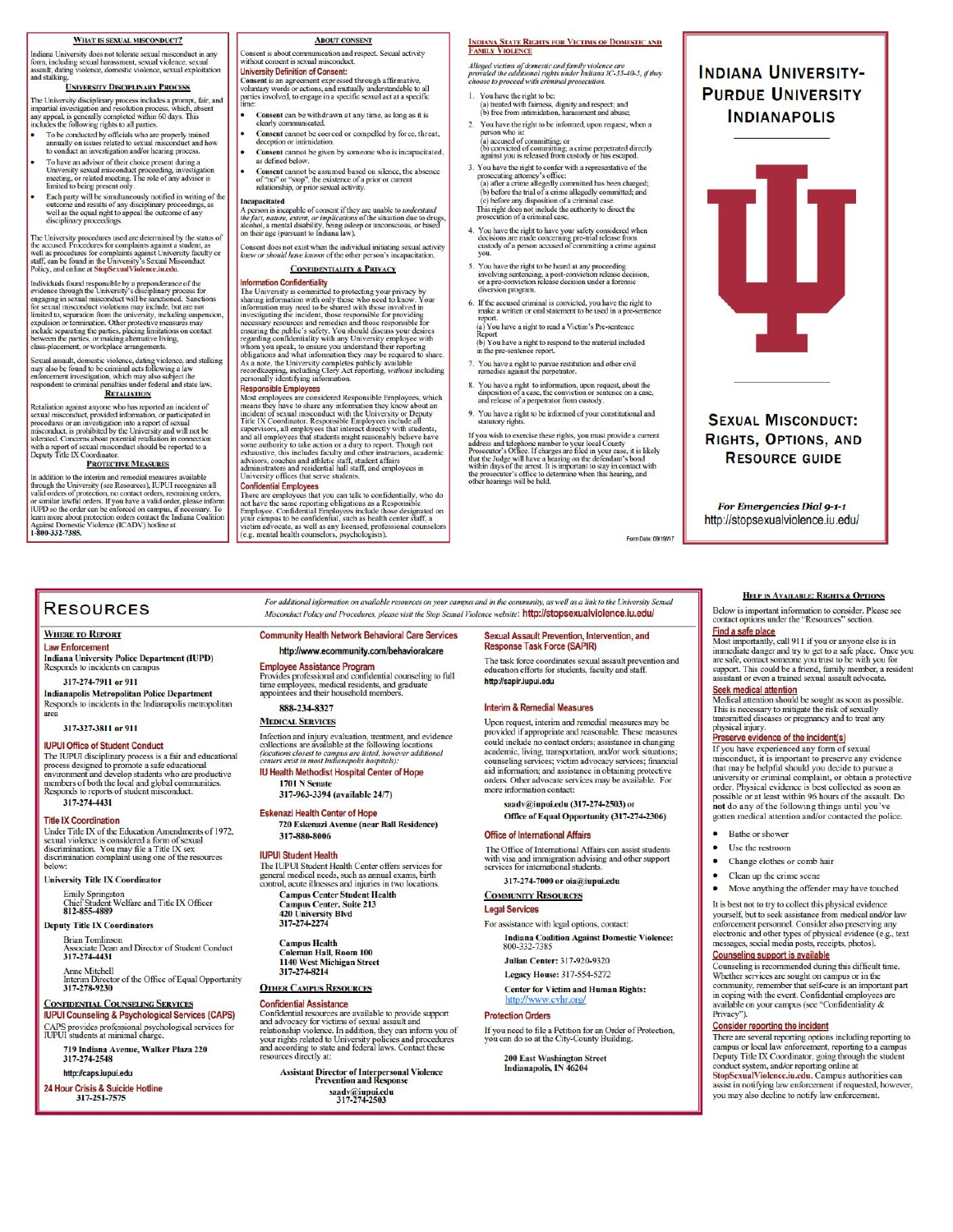## What is Sexual Misconduct?

Indiana University does not tolerate sexual misconduct in any form, including sexual harassment, sexual violence, sexual assault, dating violence, domestic violence, sexual exploitation and stalking.

## University Disciplinary Process

The University disciplinary process includes a prompt, fair, and impartial investigation and resolution process, which, absent any appeal, is generally completed within 60 days. This includes the following rights to all parties:

- To be conducted by officials who are properly trained annually on issues related to sexual misconduct and how to conduct an investigation and/or hearing process.
- To have an advisor of their choice present during a University sexual misconduct proceeding, investigation meeting, or related meeting. The role of any advisor is limited to being present only.
- Each party will be simultaneously notified in writing of the outcome and results of any disciplinary proceedings, as well as the equal right to appeal the outcome of any disciplinary proceedings.

The University procedures used are determined by the status of the accused. Procedures for complaints against a student, as well as procedures for complaints against University faculty or staff, can be found in the University's Sexual Misconduct Policy, and online at **StopSexualViolence.iu.edu**.

Individuals found responsible by a preponderance of the evidence through the University's disciplinary process for engaging in sexual misconduct will be sanctioned. Sanctions for sexual misconduct violations may include, but are not limited to, separation from the university, including suspension, expulsion or termination. Other protective measures may include separating the parties, placing limitations on contact between the parties, or making alternative living, class-placement, or workplace arrangements.

Sexual assault, domestic violence, dating violence, and stalking may also be found to be criminal acts following a law enforcement investigation, which may also subject the respondent to criminal penalties under federal and state law.

## Retaliation

Retaliation against anyone who has reported an incident of sexual misconduct, provided information, or participated in procedures or an investigation into a report of sexual misconduct, is prohibited by the University and will not be tolerated. Concerns about potential retaliation in connection with a report of sexual misconduct should be reported to a Deputy Title IX Coordinator.

## Protective Measures

In addition to the interim and remedial measures available through the University (see Resources), IUPUI recognizes all valid orders of protection, no contact orders, restraining orders, or similar lawful orders. If you have a valid order, please inform IUPD so the order can be enforced on campus, if necessary. To learn more about protection orders contact the Indiana Coalition Against Domestic Violence (ICADV) hotline at **1-800-332-7385.**

## About Consent

Consent is about communication and respect. Sexual activity without consent is sexual misconduct.

### University Definition of Consent:

**Consent is an agreement expressed through affirmative, voluntary words or actions, and mutually understandable to all parties involved, to engage in a specific sexual act at a specific time:**

- **Consent** can be withdrawn at any time, as long as it is clearly communicated.
- **Consent** cannot be coerced or compelled by force, threat, deception or intimidation.
- **Consent** cannot be given by someone who is incapacitated, as defined below.
- **Consent** cannot be assumed based on silence, the absence of "no" or "stop", the existence of a prior or current relationship, or prior sexual activity.

**Incapacitated**
A person is incapable of consent if they are unable to *understand the fact, nature, extent, or implications* of the situation due to drugs, alcohol, a mental disability, being asleep or unconscious, or based on their age (pursuant to Indiana law).

Consent does not exist when the individual initiating sexual activity *knew or should have known* of the other person's incapacitation.

## Confidentiality & Privacy

### Information Confidentiality

The University is committed to protecting your privacy by sharing information with only those who need to know. Your information may need to be shared with those involved in investigating the incident, those responsible for providing necessary resources and remedies and those responsible for ensuring the public's safety. You should discuss your desires regarding confidentiality with any University employee with whom you speak, to ensure you understand their reporting obligations and what information they may be required to share. As a note, the University completes publicly available recordkeeping, including Clery Act reporting, *without* including personally identifying information.

### Responsible Employees

Most employees are considered Responsible Employees, which means they have to share any information they know about an incident of sexual misconduct with the University or Deputy Title IX Coordinator. Responsible Employees include all supervisors, all employees that interact directly with students, and all employees that students might reasonably believe have some authority to take action or a duty to report. Though not exhaustive, this includes faculty and other instructors, academic advisors, coaches and athletic staff, student affairs administrators and residential hall staff, and employees in University offices that serve students.

### Confidential Employees

There are employees that you can talk to confidentially, who do not have the same reporting obligations as a Responsible Employee. Confidential Employees include those designated on your campus to be confidential, such as health center staff, a victim advocate, as well as any licensed, professional counselors (e.g. mental health counselors, psychologists).

## Indiana State Rights for Victims of Domestic and Family Violence

*Alleged victims of domestic and family violence are provided the additional rights under Indiana IC-35-40-5, if they choose to proceed with criminal prosecution.*

1. You have the right to be:
   (a) treated with fairness, dignity and respect; and
   (b) free from intimidation, harassment and abuse;
2. You have the right to be informed, upon request, when a person who is:
   (a) accused of committing; or
   (b) convicted of committing; a crime perpetrated directly against you is released from custody or has escaped.
3. You have the right to confer with a representative of the prosecuting attorney's office:
   (a) after a crime allegedly committed has been charged;
   (b) before the trial of a crime allegedly committed; and
   (c) before any disposition of a criminal case.
   This right does not include the authority to direct the prosecution of a criminal case.
4. You have the right to have your safety considered when decisions are made concerning pre-trial release from custody of a person accused of committing a crime against you.
5. You have the right to be heard at any proceeding involving sentencing, a post-conviction release decision, or a pre-conviction release decision under a forensic diversion program.
6. If the accused criminal is convicted, you have the right to make a written or oral statement to be used in a pre-sentence report.
   (a) You have a right to read a Victim's Pre-sentence Report
   (b) You have a right to respond to the material included in the pre-sentence report.
7. You have a right to pursue restitution and other civil remedies against the perpetrator.
8. You have a right to information, upon request, about the disposition of a case, the conviction or sentence on a case, and release of a perpetrator from custody.
9. You have a right to be informed of your constitutional and statutory rights.

If you wish to exercise these rights, you must provide a current address and telephone number to your local County Prosecutor's Office. If charges are filed in your case, it is likely that the Judge will have a hearing on the defendant's bond within days of the arrest. It is important to stay in contact with the prosecutor's office to determine when this hearing, and other hearings will be held.

Form Date: 09/19/17

# Indiana University-Purdue University Indianapolis

# Sexual Misconduct: Rights, Options, and Resource Guide

***For Emergencies Dial 9-1-1***
http://stopsexualviolence.iu.edu/

# Resources

*For additional information on available resources on your campus and in the community, as well as a link to the University Sexual Misconduct Policy and Procedures, please visit the Stop Sexual Violence website:* **http://stopsexualviolence.iu.edu/**

## Where to Report

### Law Enforcement

**Indiana University Police Department (IUPD)**
Responds to incidents on campus

317-274-7911 or 911

**Indianapolis Metropolitan Police Department**
Responds to incidents in the Indianapolis metropolitan area

317-327-3811 or 911

### IUPUI Office of Student Conduct

The IUPUI disciplinary process is a fair and educational process designed to promote a safe educational environment and develop students who are productive members of both the local and global communities. Responds to reports of student misconduct.

**317-274-4431**

### Title IX Coordination

Under Title IX of the Education Amendments of 1972, sexual violence is considered a form of sexual discrimination. You may file a Title IX sex discrimination complaint using one of the resources below:

**University Title IX Coordinator**

Emily Springston
Chief Student Welfare and Title IX Officer
**812-855-4889**

**Deputy Title IX Coordinators**

Brian Tomlinson
Associate Dean and Director of Student Conduct
**317-274-4431**

Anne Mitchell
Interim Director of the Office of Equal Opportunity
**317-278-9230**

## Confidential Counseling Services

### IUPUI Counseling & Psychological Services (CAPS)

CAPS provides professional psychological services for IUPUI students at minimal charge.

**719 Indiana Avenue, Walker Plaza 220**
**317-274-2548**

**http://caps.iupui.edu**

### 24 Hour Crisis & Suicide Hotline

**317-251-7575**

### Community Health Network Behavioral Care Services

**http://www.ecommunity.com/behavioralcare**

### Employee Assistance Program

Provides professional and confidential counseling to full time employees, medical residents, and graduate appointees and their household members.

**888-234-8327**

## Medical Services

Infection and injury evaluation, treatment, and evidence collections are available at the following locations *(locations closest to campus are listed, however additional centers exist in most Indianapolis hospitals):*

### IU Health Methodist Hospital Center of Hope

**1701 N Senate**
**317-963-3394 (available 24/7)**

### Eskenazi Health Center of Hope

**720 Eskenazi Avenue (near Ball Residence)**
**317-880-8006**

### IUPUI Student Health

The IUPUI Student Health Center offers services for general medical needs, such as annual exams, birth control, acute illnesses and injuries in two locations.

**Campus Center Student Health**
**Campus Center, Suite 213**
**420 University Blvd**
**317-274-2274**

**Campus Health**
**Coleman Hall, Room 100**
**1140 West Michigan Street**
**317-274-8214**

## Other Campus Resources

### Confidential Assistance

Confidential resources are available to provide support and advocacy for victims of sexual assault and relationship violence. In addition, they can inform you of your rights related to University policies and procedures and according to state and federal laws. Contact these resources directly at:

**Assistant Director of Interpersonal Violence Prevention and Response**
**saadv@iupui.edu**
**317-274-2503**

### Sexual Assault Prevention, Intervention, and Response Task Force (SAPIR)

The task force coordinates sexual assault prevention and education efforts for students, faculty and staff.

**http://sapir.iupui.edu**

### Interim & Remedial Measures

Upon request, interim and remedial measures may be provided if appropriate and reasonable. These measures could include no contact orders; assistance in changing academic, living, transportation, and/or work situations; counseling services; victim advocacy services; financial aid information; and assistance in obtaining protective orders. Other advocate services may be available. For more information contact:

**saadv@iupui.edu (317-274-2503)** or
**Office of Equal Opportunity (317-274-2306)**

### Office of International Affairs

The Office of International Affairs can assist students with visa and immigration advising and other support services for international students.

**317-274-7000 or oia@iupui.edu**

## Community Resources

### Legal Services

For assistance with legal options, contact:

**Indiana Coalition Against Domestic Violence:** 800-332-7385

**Julian Center:** 317-920-9320

**Legacy House:** 317-554-5272

**Center for Victim and Human Rights:** http://www.cvhr.org/

### Protection Orders

If you need to file a Petition for an Order of Protection, you can do so at the City-County Building.

**200 East Washington Street**
**Indianapolis, IN 46204**

## Help is Available: Rights & Options

Below is important information to consider. Please see contact options under the "Resources" section.

### Find a safe place

Most importantly, call 911 if you or anyone else is in immediate danger and try to get to a safe place. Once you are safe, contact someone you trust to be with you for support. This could be a friend, family member, a resident assistant or even a trained sexual assault advocate.

### Seek medical attention

Medical attention should be sought as soon as possible. This is necessary to mitigate the risk of sexually transmitted diseases or pregnancy and to treat any physical injury.

### Preserve evidence of the incident(s)

If you have experienced any form of sexual misconduct, it is important to preserve any evidence that may be helpful should you decide to pursue a university or criminal complaint, or obtain a protective order. Physical evidence is best collected as soon as possible or at least within 96 hours of the assault. Do **not** do any of the following things until you've gotten medical attention and/or contacted the police.

- Bathe or shower
- Use the restroom
- Change clothes or comb hair
- Clean up the crime scene
- Move anything the offender may have touched

It is best not to try to collect this physical evidence yourself, but to seek assistance from medical and/or law enforcement personnel. Consider also preserving any electronic and other types of physical evidence (e.g., text messages, social media posts, receipts, photos).

### Counseling support is available

Counseling is recommended during this difficult time. Whether services are sought on campus or in the community, remember that self-care is an important part in coping with the event. Confidential employees are available on your campus (see "Confidentiality & Privacy").

### Consider reporting the incident

There are several reporting options including reporting to campus or local law enforcement, reporting to a campus Deputy Title IX Coordinator, going through the student conduct system, and/or reporting online at **StopSexualViolence.iu.edu**. Campus authorities can assist in notifying law enforcement if requested, however, you may also decline to notify law enforcement.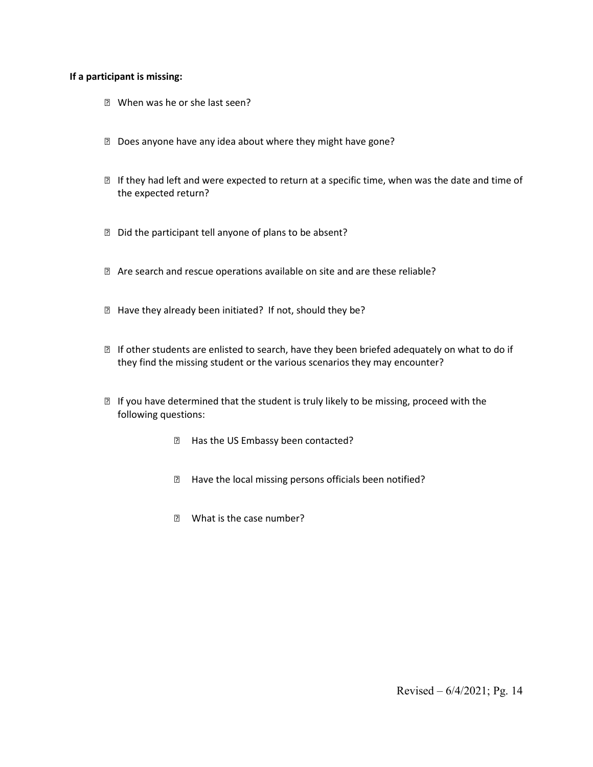**If a participant is missing:**

- When was he or she last seen?
- Does anyone have any idea about where they might have gone?
- If they had left and were expected to return at a specific time, when was the date and time of the expected return?
- Did the participant tell anyone of plans to be absent?
- Are search and rescue operations available on site and are these reliable?
- Have they already been initiated? If not, should they be?
- If other students are enlisted to search, have they been briefed adequately on what to do if they find the missing student or the various scenarios they may encounter?
- If you have determined that the student is truly likely to be missing, proceed with the following questions:
    - Has the US Embassy been contacted?
    - Have the local missing persons officials been notified?
    - What is the case number?

Revised – 6/4/2021; Pg. 14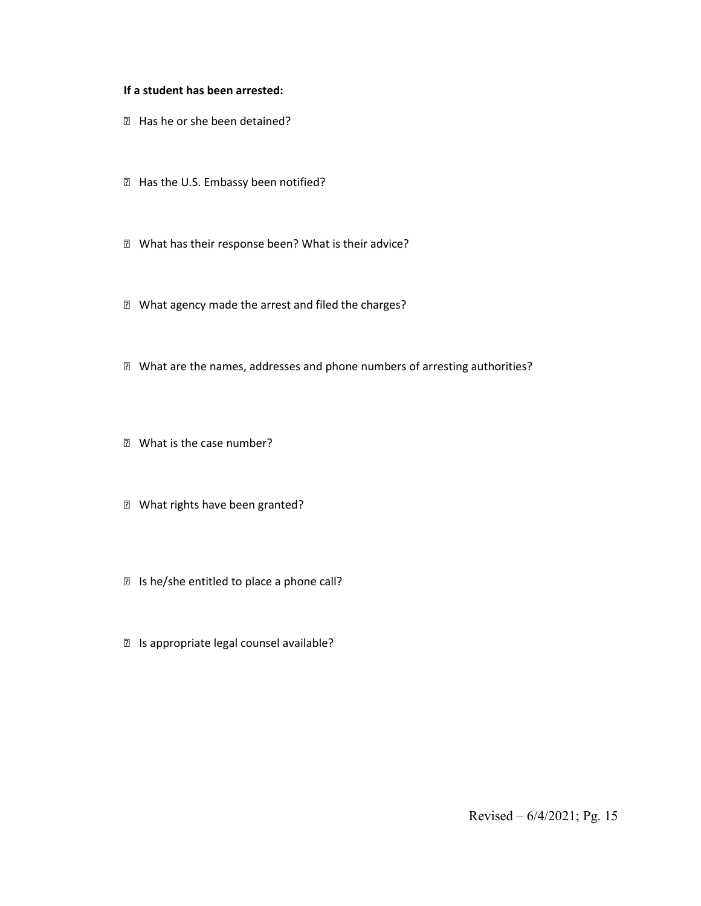**If a student has been arrested:**

- Has he or she been detained?
- Has the U.S. Embassy been notified?
- What has their response been? What is their advice?
- What agency made the arrest and filed the charges?
- What are the names, addresses and phone numbers of arresting authorities?
- What is the case number?
- What rights have been granted?
- Is he/she entitled to place a phone call?
- Is appropriate legal counsel available?

Revised – 6/4/2021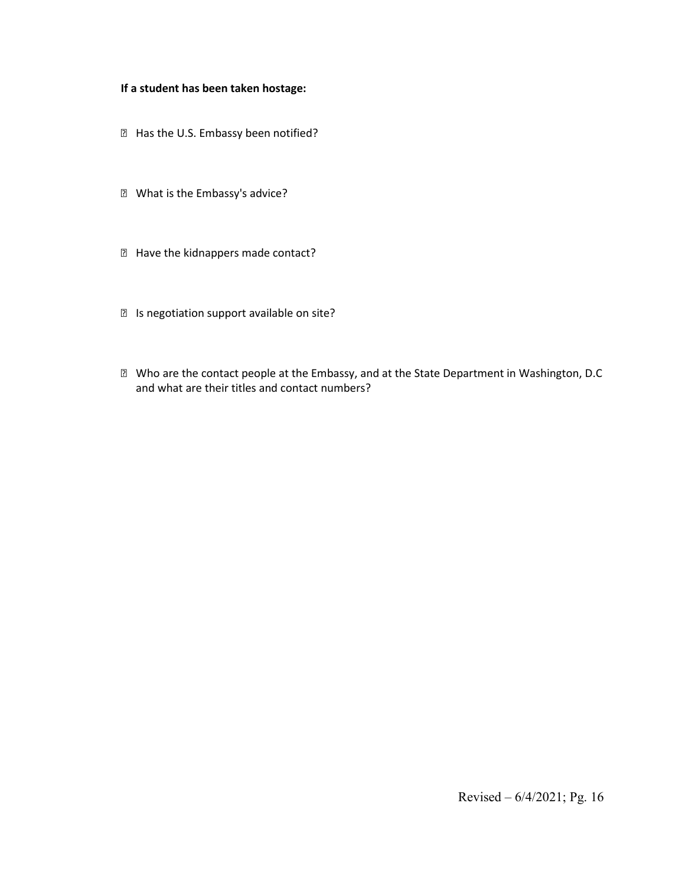**If a student has been taken hostage:**

- Has the U.S. Embassy been notified?

- What is the Embassy's advice?

- Have the kidnappers made contact?

- Is negotiation support available on site?

- Who are the contact people at the Embassy, and at the State Department in Washington, D.C and what are their titles and contact numbers?

Revised – 6/4/2021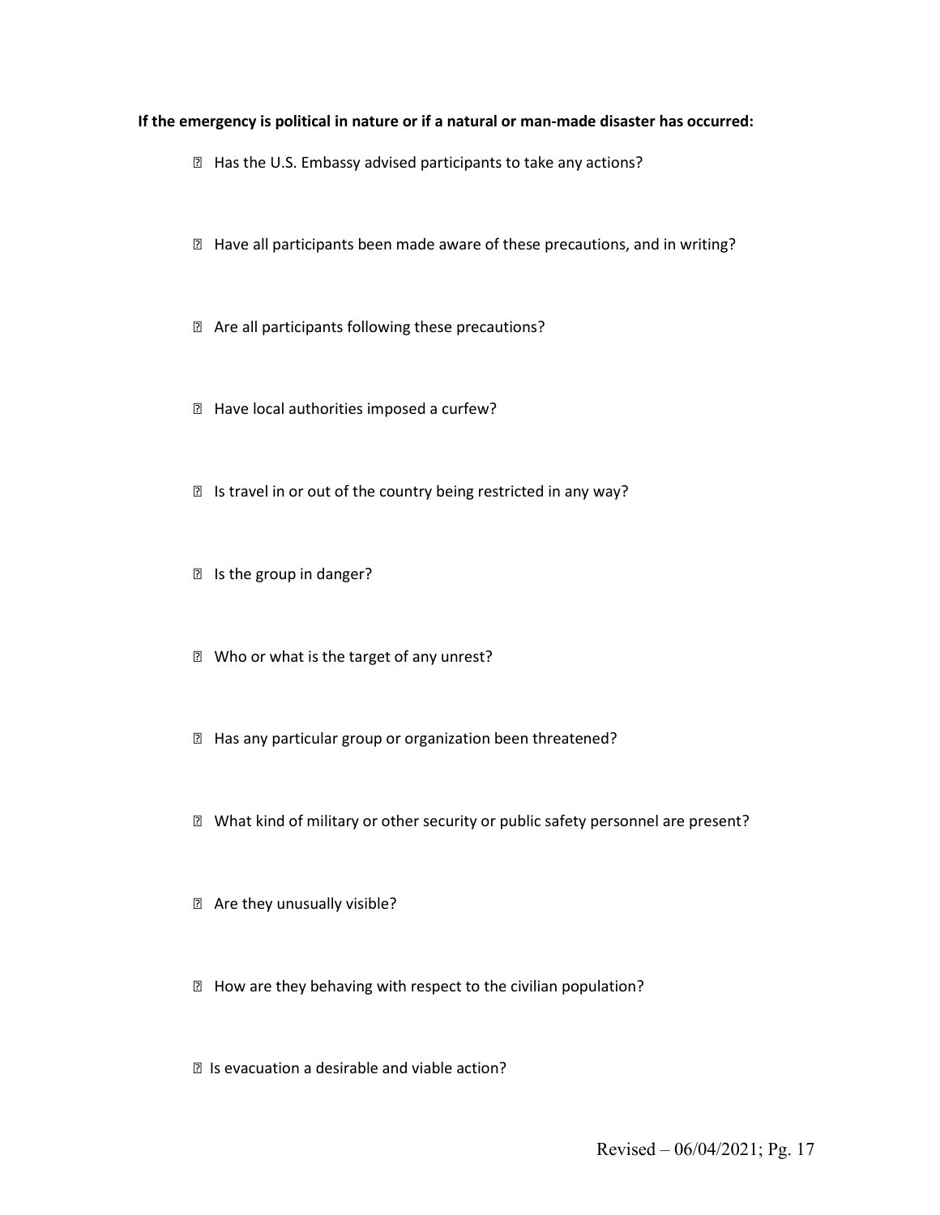**If the emergency is political in nature or if a natural or man-made disaster has occurred:**

- Has the U.S. Embassy advised participants to take any actions?
- Have all participants been made aware of these precautions, and in writing?
- Are all participants following these precautions?
- Have local authorities imposed a curfew?
- Is travel in or out of the country being restricted in any way?
- Is the group in danger?
- Who or what is the target of any unrest?
- Has any particular group or organization been threatened?
- What kind of military or other security or public safety personnel are present?
- Are they unusually visible?
- How are they behaving with respect to the civilian population?
- Is evacuation a desirable and viable action?

Revised – 06/04/2021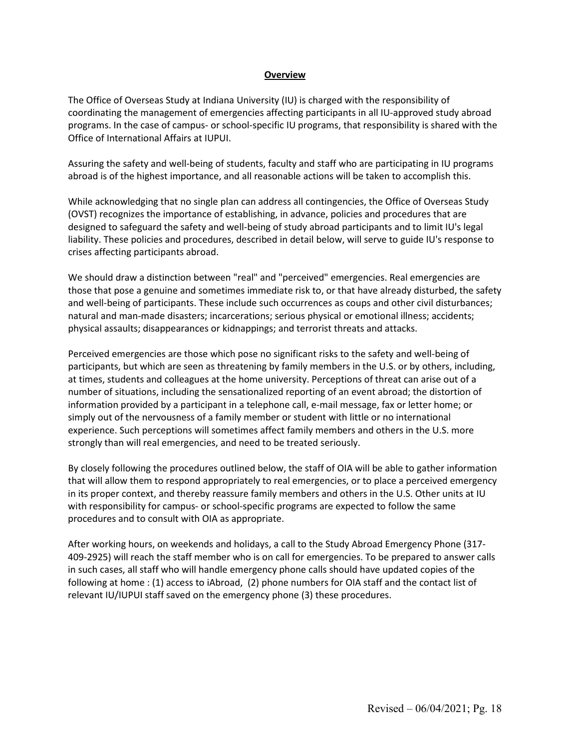## Overview

The Office of Overseas Study at Indiana University (IU) is charged with the responsibility of coordinating the management of emergencies affecting participants in all IU-approved study abroad programs. In the case of campus- or school-specific IU programs, that responsibility is shared with the Office of International Affairs at IUPUI.

Assuring the safety and well-being of students, faculty and staff who are participating in IU programs abroad is of the highest importance, and all reasonable actions will be taken to accomplish this.

While acknowledging that no single plan can address all contingencies, the Office of Overseas Study (OVST) recognizes the importance of establishing, in advance, policies and procedures that are designed to safeguard the safety and well-being of study abroad participants and to limit IU's legal liability. These policies and procedures, described in detail below, will serve to guide IU's response to crises affecting participants abroad.

We should draw a distinction between "real" and "perceived" emergencies. Real emergencies are those that pose a genuine and sometimes immediate risk to, or that have already disturbed, the safety and well-being of participants. These include such occurrences as coups and other civil disturbances; natural and man-made disasters; incarcerations; serious physical or emotional illness; accidents; physical assaults; disappearances or kidnappings; and terrorist threats and attacks.

Perceived emergencies are those which pose no significant risks to the safety and well-being of participants, but which are seen as threatening by family members in the U.S. or by others, including, at times, students and colleagues at the home university. Perceptions of threat can arise out of a number of situations, including the sensationalized reporting of an event abroad; the distortion of information provided by a participant in a telephone call, e-mail message, fax or letter home; or simply out of the nervousness of a family member or student with little or no international experience. Such perceptions will sometimes affect family members and others in the U.S. more strongly than will real emergencies, and need to be treated seriously.

By closely following the procedures outlined below, the staff of OIA will be able to gather information that will allow them to respond appropriately to real emergencies, or to place a perceived emergency in its proper context, and thereby reassure family members and others in the U.S. Other units at IU with responsibility for campus- or school-specific programs are expected to follow the same procedures and to consult with OIA as appropriate.

After working hours, on weekends and holidays, a call to the Study Abroad Emergency Phone (317-409-2925) will reach the staff member who is on call for emergencies. To be prepared to answer calls in such cases, all staff who will handle emergency phone calls should have updated copies of the following at home : (1) access to iAbroad, (2) phone numbers for OIA staff and the contact list of relevant IU/IUPUI staff saved on the emergency phone (3) these procedures.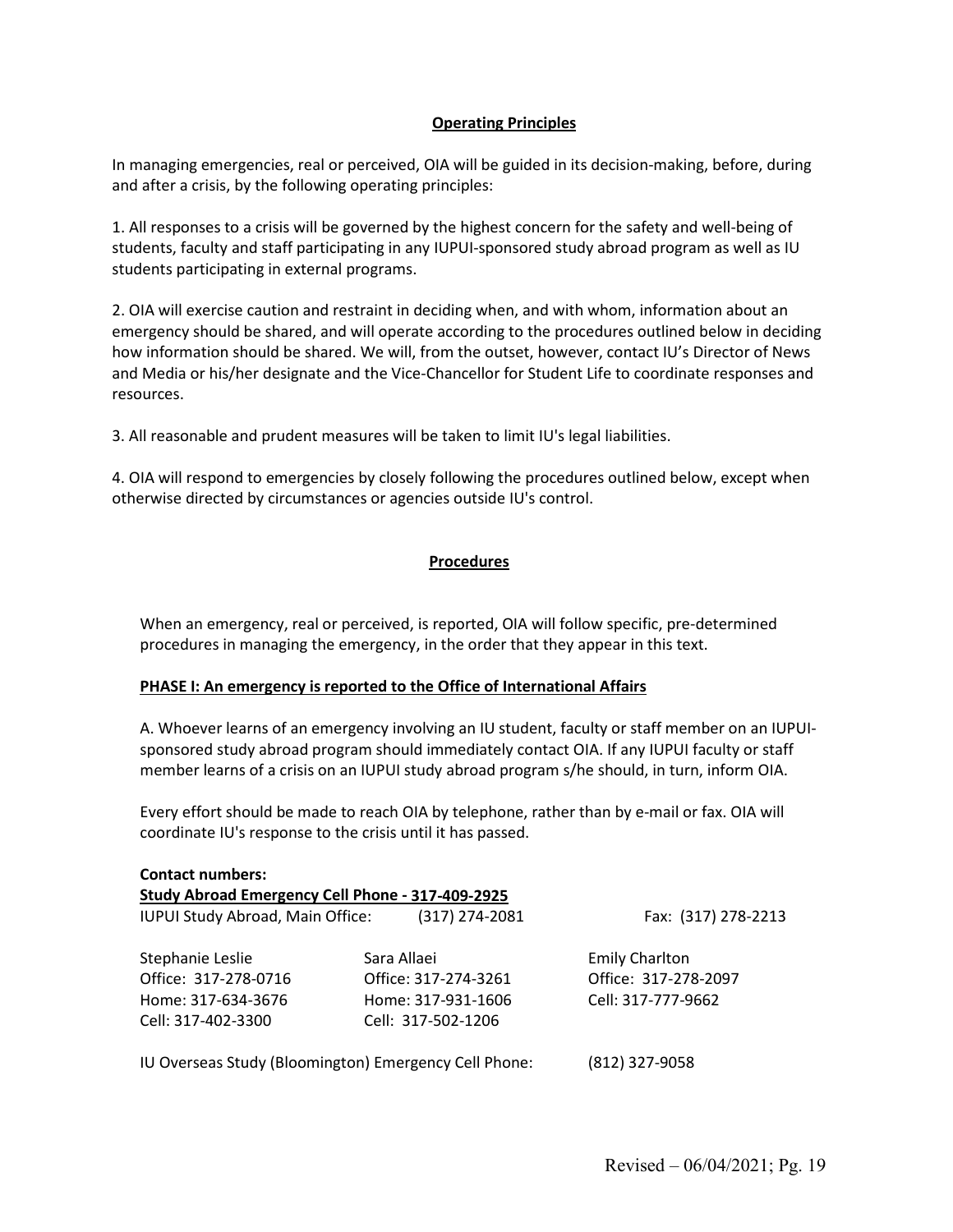## Operating Principles

In managing emergencies, real or perceived, OIA will be guided in its decision-making, before, during and after a crisis, by the following operating principles:

1. All responses to a crisis will be governed by the highest concern for the safety and well-being of students, faculty and staff participating in any IUPUI-sponsored study abroad program as well as IU students participating in external programs.

2. OIA will exercise caution and restraint in deciding when, and with whom, information about an emergency should be shared, and will operate according to the procedures outlined below in deciding how information should be shared. We will, from the outset, however, contact IU's Director of News and Media or his/her designate and the Vice-Chancellor for Student Life to coordinate responses and resources.

3. All reasonable and prudent measures will be taken to limit IU's legal liabilities.

4. OIA will respond to emergencies by closely following the procedures outlined below, except when otherwise directed by circumstances or agencies outside IU's control.

## Procedures

When an emergency, real or perceived, is reported, OIA will follow specific, pre-determined procedures in managing the emergency, in the order that they appear in this text.

### PHASE I: An emergency is reported to the Office of International Affairs

A. Whoever learns of an emergency involving an IU student, faculty or staff member on an IUPUI-sponsored study abroad program should immediately contact OIA. If any IUPUI faculty or staff member learns of a crisis on an IUPUI study abroad program s/he should, in turn, inform OIA.

Every effort should be made to reach OIA by telephone, rather than by e-mail or fax. OIA will coordinate IU's response to the crisis until it has passed.

**Contact numbers:**

**Study Abroad Emergency Cell Phone - 317-409-2925**

IUPUI Study Abroad, Main Office: (317) 274-2081 Fax: (317) 278-2213

| Stephanie Leslie | Sara Allaei | Emily Charlton |
|---|---|---|
| Office: 317-278-0716 | Office: 317-274-3261 | Office: 317-278-2097 |
| Home: 317-634-3676 | Home: 317-931-1606 | Cell: 317-777-9662 |
| Cell: 317-402-3300 | Cell: 317-502-1206 | |

IU Overseas Study (Bloomington) Emergency Cell Phone: (812) 327-9058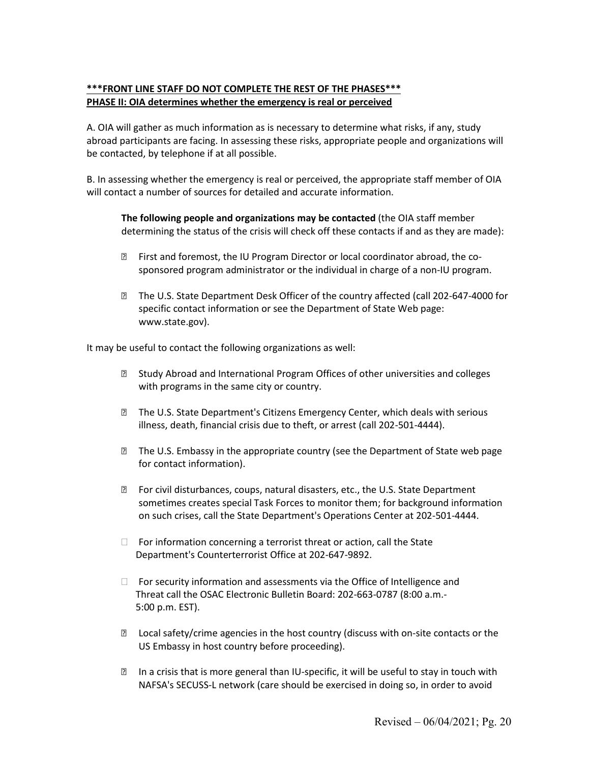**\*\*\*FRONT LINE STAFF DO NOT COMPLETE THE REST OF THE PHASES\*\*\***

**PHASE II: OIA determines whether the emergency is real or perceived**

A. OIA will gather as much information as is necessary to determine what risks, if any, study abroad participants are facing. In assessing these risks, appropriate people and organizations will be contacted, by telephone if at all possible.

B. In assessing whether the emergency is real or perceived, the appropriate staff member of OIA will contact a number of sources for detailed and accurate information.

> **The following people and organizations may be contacted** (the OIA staff member determining the status of the crisis will check off these contacts if and as they are made):
>
> - First and foremost, the IU Program Director or local coordinator abroad, the co-sponsored program administrator or the individual in charge of a non-IU program.
> - The U.S. State Department Desk Officer of the country affected (call 202-647-4000 for specific contact information or see the Department of State Web page: www.state.gov).

It may be useful to contact the following organizations as well:

- Study Abroad and International Program Offices of other universities and colleges with programs in the same city or country.
- The U.S. State Department's Citizens Emergency Center, which deals with serious illness, death, financial crisis due to theft, or arrest (call 202-501-4444).
- The U.S. Embassy in the appropriate country (see the Department of State web page for contact information).
- For civil disturbances, coups, natural disasters, etc., the U.S. State Department sometimes creates special Task Forces to monitor them; for background information on such crises, call the State Department's Operations Center at 202-501-4444.
- For information concerning a terrorist threat or action, call the State Department's Counterterrorist Office at 202-647-9892.
- For security information and assessments via the Office of Intelligence and Threat call the OSAC Electronic Bulletin Board: 202-663-0787 (8:00 a.m.-5:00 p.m. EST).
- Local safety/crime agencies in the host country (discuss with on-site contacts or the US Embassy in host country before proceeding).
- In a crisis that is more general than IU-specific, it will be useful to stay in touch with NAFSA's SECUSS-L network (care should be exercised in doing so, in order to avoid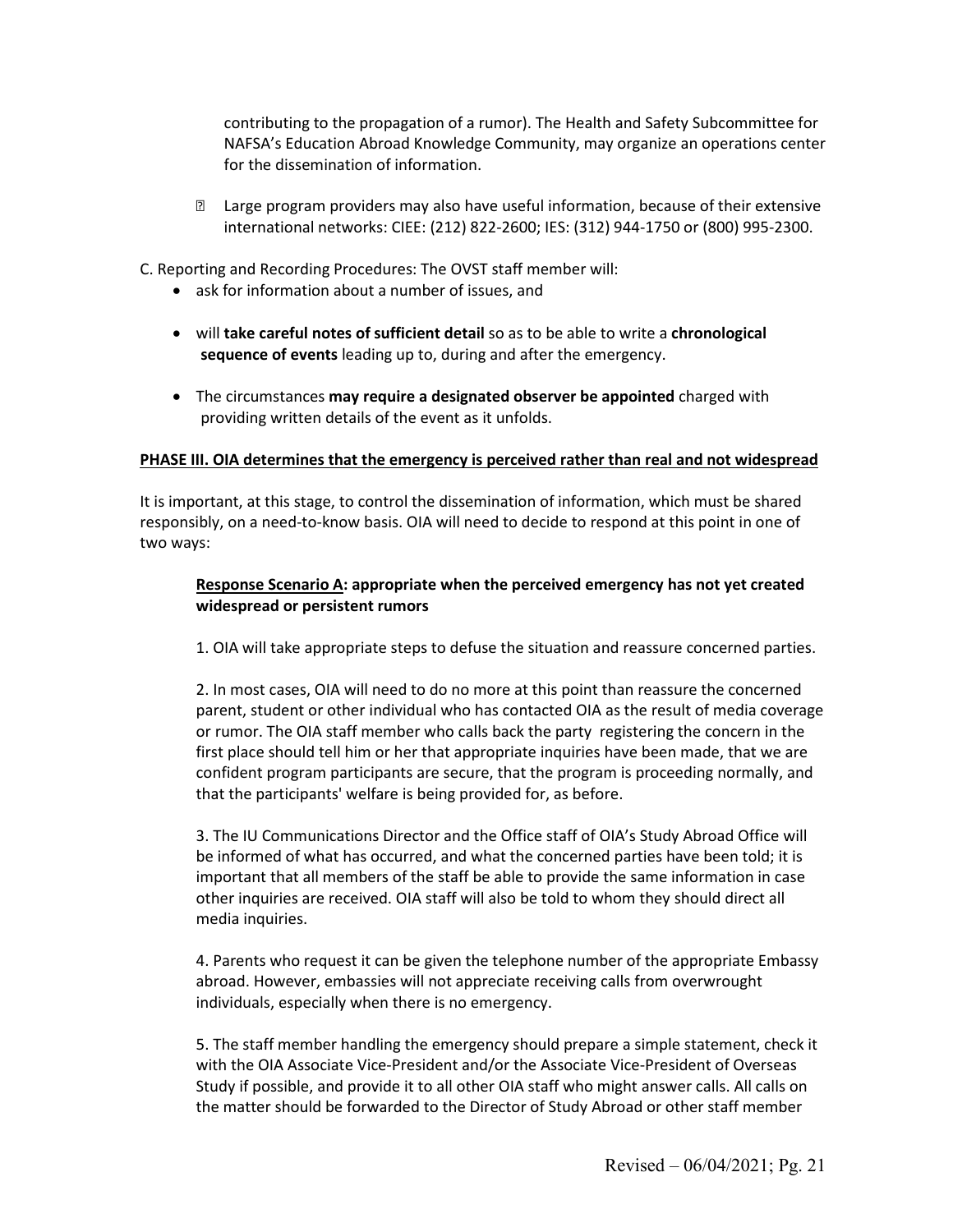contributing to the propagation of a rumor). The Health and Safety Subcommittee for NAFSA's Education Abroad Knowledge Community, may organize an operations center for the dissemination of information.

- Large program providers may also have useful information, because of their extensive international networks: CIEE: (212) 822-2600; IES: (312) 944-1750 or (800) 995-2300.

C. Reporting and Recording Procedures: The OVST staff member will:

- ask for information about a number of issues, and
- will **take careful notes of sufficient detail** so as to be able to write a **chronological sequence of events** leading up to, during and after the emergency.
- The circumstances **may require a designated observer be appointed** charged with providing written details of the event as it unfolds.

**PHASE III. OIA determines that the emergency is perceived rather than real and not widespread**

It is important, at this stage, to control the dissemination of information, which must be shared responsibly, on a need-to-know basis. OIA will need to decide to respond at this point in one of two ways:

**Response Scenario A: appropriate when the perceived emergency has not yet created widespread or persistent rumors**

1. OIA will take appropriate steps to defuse the situation and reassure concerned parties.

2. In most cases, OIA will need to do no more at this point than reassure the concerned parent, student or other individual who has contacted OIA as the result of media coverage or rumor. The OIA staff member who calls back the party registering the concern in the first place should tell him or her that appropriate inquiries have been made, that we are confident program participants are secure, that the program is proceeding normally, and that the participants' welfare is being provided for, as before.

3. The IU Communications Director and the Office staff of OIA's Study Abroad Office will be informed of what has occurred, and what the concerned parties have been told; it is important that all members of the staff be able to provide the same information in case other inquiries are received. OIA staff will also be told to whom they should direct all media inquiries.

4. Parents who request it can be given the telephone number of the appropriate Embassy abroad. However, embassies will not appreciate receiving calls from overwrought individuals, especially when there is no emergency.

5. The staff member handling the emergency should prepare a simple statement, check it with the OIA Associate Vice-President and/or the Associate Vice-President of Overseas Study if possible, and provide it to all other OIA staff who might answer calls. All calls on the matter should be forwarded to the Director of Study Abroad or other staff member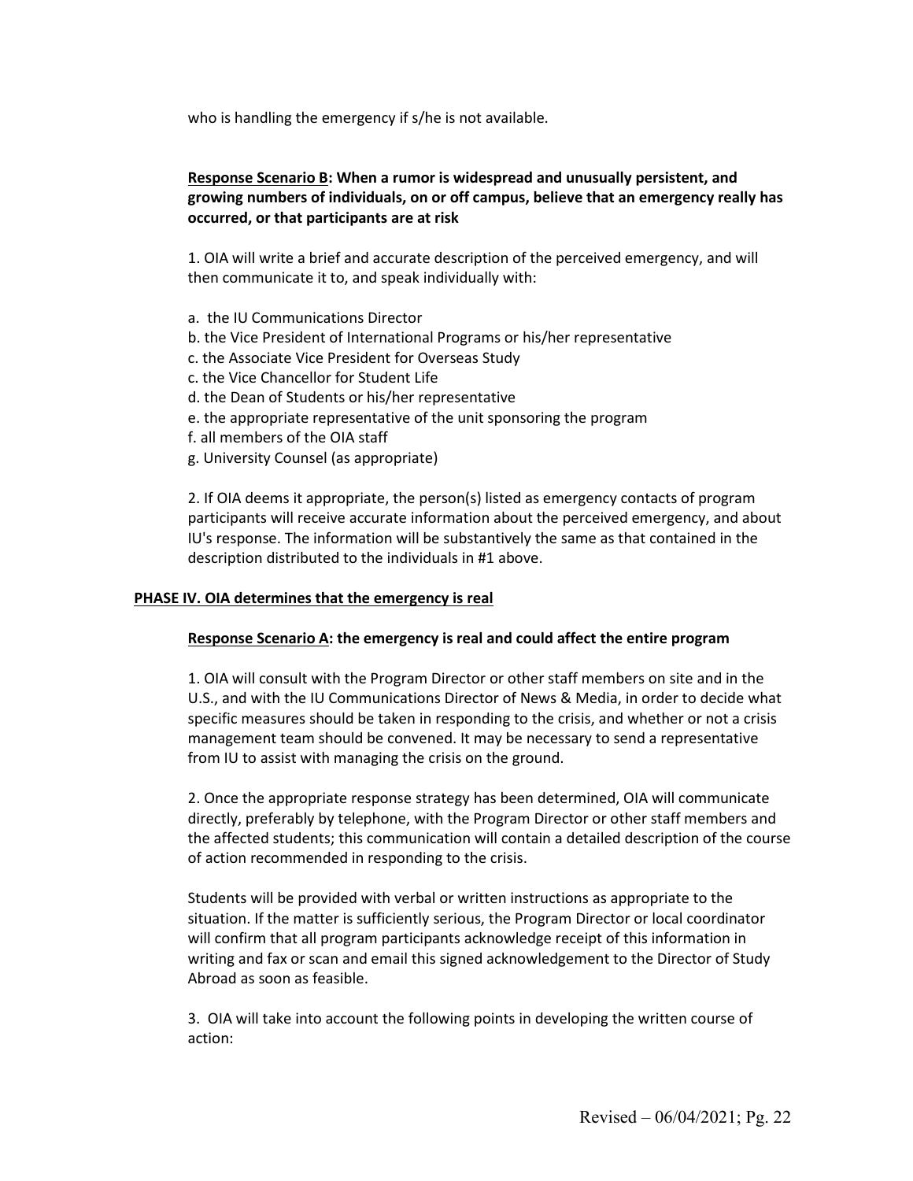who is handling the emergency if s/he is not available.

**<u>Response Scenario B</u>: When a rumor is widespread and unusually persistent, and growing numbers of individuals, on or off campus, believe that an emergency really has occurred, or that participants are at risk**

1. OIA will write a brief and accurate description of the perceived emergency, and will then communicate it to, and speak individually with:

a. the IU Communications Director
b. the Vice President of International Programs or his/her representative
c. the Associate Vice President for Overseas Study
c. the Vice Chancellor for Student Life
d. the Dean of Students or his/her representative
e. the appropriate representative of the unit sponsoring the program
f. all members of the OIA staff
g. University Counsel (as appropriate)

2. If OIA deems it appropriate, the person(s) listed as emergency contacts of program participants will receive accurate information about the perceived emergency, and about IU's response. The information will be substantively the same as that contained in the description distributed to the individuals in #1 above.

**<u>PHASE IV. OIA determines that the emergency is real</u>**

**<u>Response Scenario A</u>: the emergency is real and could affect the entire program**

1. OIA will consult with the Program Director or other staff members on site and in the U.S., and with the IU Communications Director of News & Media, in order to decide what specific measures should be taken in responding to the crisis, and whether or not a crisis management team should be convened. It may be necessary to send a representative from IU to assist with managing the crisis on the ground.

2. Once the appropriate response strategy has been determined, OIA will communicate directly, preferably by telephone, with the Program Director or other staff members and the affected students; this communication will contain a detailed description of the course of action recommended in responding to the crisis.

Students will be provided with verbal or written instructions as appropriate to the situation. If the matter is sufficiently serious, the Program Director or local coordinator will confirm that all program participants acknowledge receipt of this information in writing and fax or scan and email this signed acknowledgement to the Director of Study Abroad as soon as feasible.

3. OIA will take into account the following points in developing the written course of action: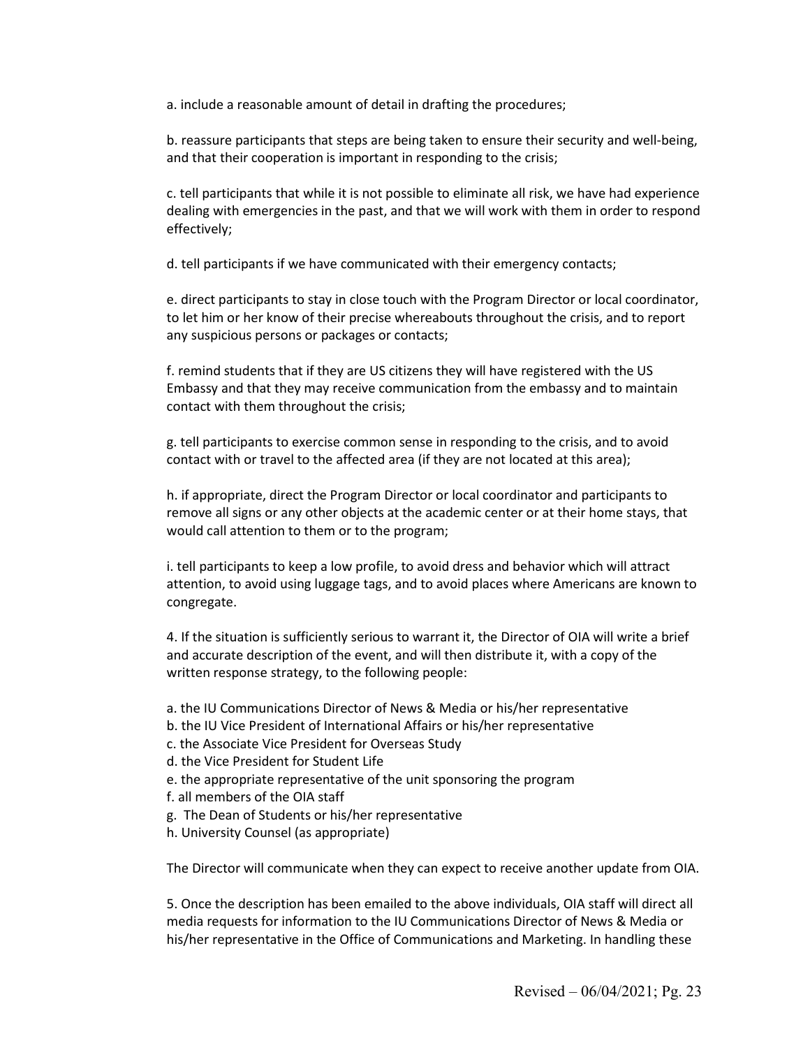a. include a reasonable amount of detail in drafting the procedures;

b. reassure participants that steps are being taken to ensure their security and well-being, and that their cooperation is important in responding to the crisis;

c. tell participants that while it is not possible to eliminate all risk, we have had experience dealing with emergencies in the past, and that we will work with them in order to respond effectively;

d. tell participants if we have communicated with their emergency contacts;

e. direct participants to stay in close touch with the Program Director or local coordinator, to let him or her know of their precise whereabouts throughout the crisis, and to report any suspicious persons or packages or contacts;

f. remind students that if they are US citizens they will have registered with the US Embassy and that they may receive communication from the embassy and to maintain contact with them throughout the crisis;

g. tell participants to exercise common sense in responding to the crisis, and to avoid contact with or travel to the affected area (if they are not located at this area);

h. if appropriate, direct the Program Director or local coordinator and participants to remove all signs or any other objects at the academic center or at their home stays, that would call attention to them or to the program;

i. tell participants to keep a low profile, to avoid dress and behavior which will attract attention, to avoid using luggage tags, and to avoid places where Americans are known to congregate.

4. If the situation is sufficiently serious to warrant it, the Director of OIA will write a brief and accurate description of the event, and will then distribute it, with a copy of the written response strategy, to the following people:

a. the IU Communications Director of News & Media or his/her representative
b. the IU Vice President of International Affairs or his/her representative
c. the Associate Vice President for Overseas Study
d. the Vice President for Student Life
e. the appropriate representative of the unit sponsoring the program
f. all members of the OIA staff
g. The Dean of Students or his/her representative
h. University Counsel (as appropriate)

The Director will communicate when they can expect to receive another update from OIA.

5. Once the description has been emailed to the above individuals, OIA staff will direct all media requests for information to the IU Communications Director of News & Media or his/her representative in the Office of Communications and Marketing. In handling these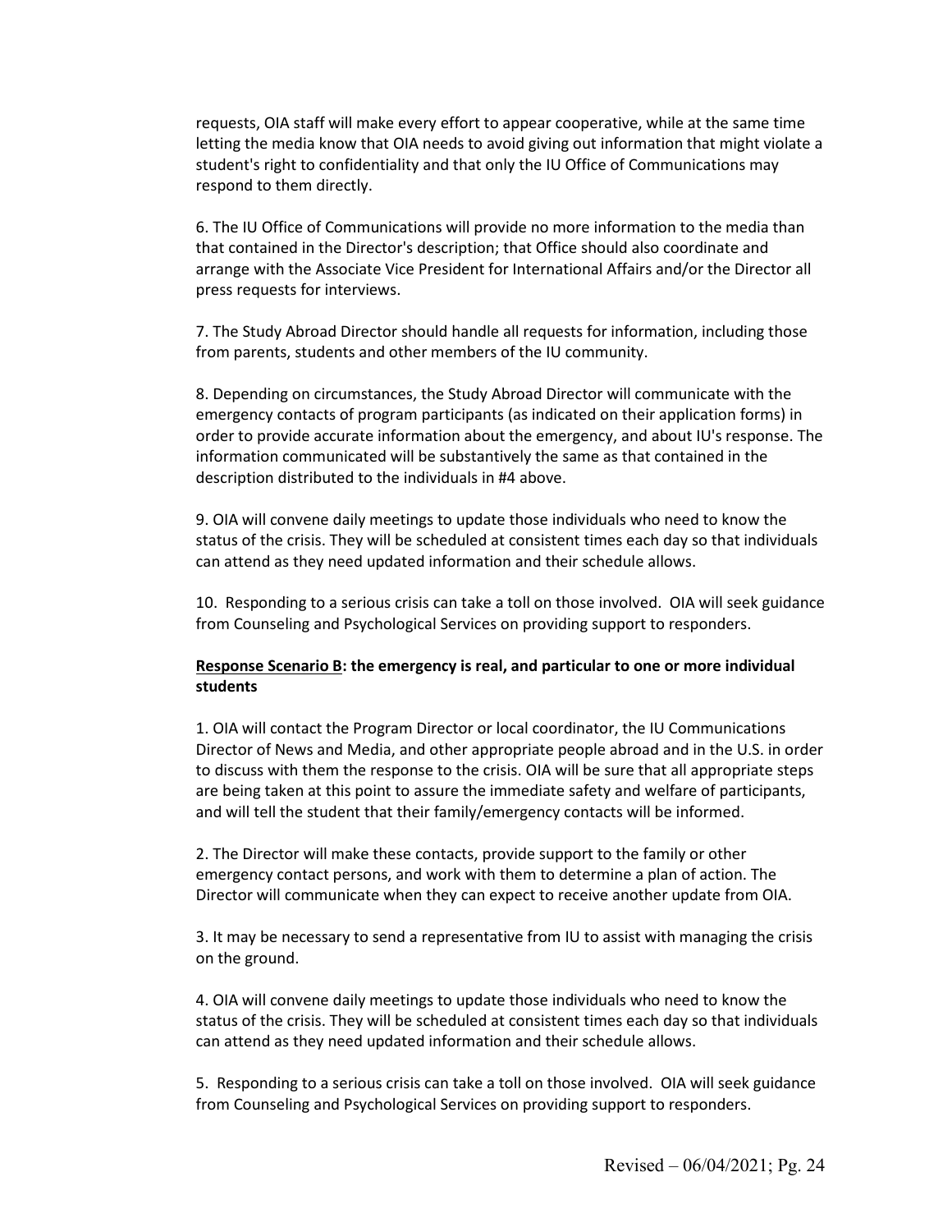requests, OIA staff will make every effort to appear cooperative, while at the same time letting the media know that OIA needs to avoid giving out information that might violate a student's right to confidentiality and that only the IU Office of Communications may respond to them directly.

6. The IU Office of Communications will provide no more information to the media than that contained in the Director's description; that Office should also coordinate and arrange with the Associate Vice President for International Affairs and/or the Director all press requests for interviews.

7. The Study Abroad Director should handle all requests for information, including those from parents, students and other members of the IU community.

8. Depending on circumstances, the Study Abroad Director will communicate with the emergency contacts of program participants (as indicated on their application forms) in order to provide accurate information about the emergency, and about IU's response. The information communicated will be substantively the same as that contained in the description distributed to the individuals in #4 above.

9. OIA will convene daily meetings to update those individuals who need to know the status of the crisis. They will be scheduled at consistent times each day so that individuals can attend as they need updated information and their schedule allows.

10. Responding to a serious crisis can take a toll on those involved. OIA will seek guidance from Counseling and Psychological Services on providing support to responders.

**Response Scenario B: the emergency is real, and particular to one or more individual students**

1. OIA will contact the Program Director or local coordinator, the IU Communications Director of News and Media, and other appropriate people abroad and in the U.S. in order to discuss with them the response to the crisis. OIA will be sure that all appropriate steps are being taken at this point to assure the immediate safety and welfare of participants, and will tell the student that their family/emergency contacts will be informed.

2. The Director will make these contacts, provide support to the family or other emergency contact persons, and work with them to determine a plan of action. The Director will communicate when they can expect to receive another update from OIA.

3. It may be necessary to send a representative from IU to assist with managing the crisis on the ground.

4. OIA will convene daily meetings to update those individuals who need to know the status of the crisis. They will be scheduled at consistent times each day so that individuals can attend as they need updated information and their schedule allows.

5. Responding to a serious crisis can take a toll on those involved. OIA will seek guidance from Counseling and Psychological Services on providing support to responders.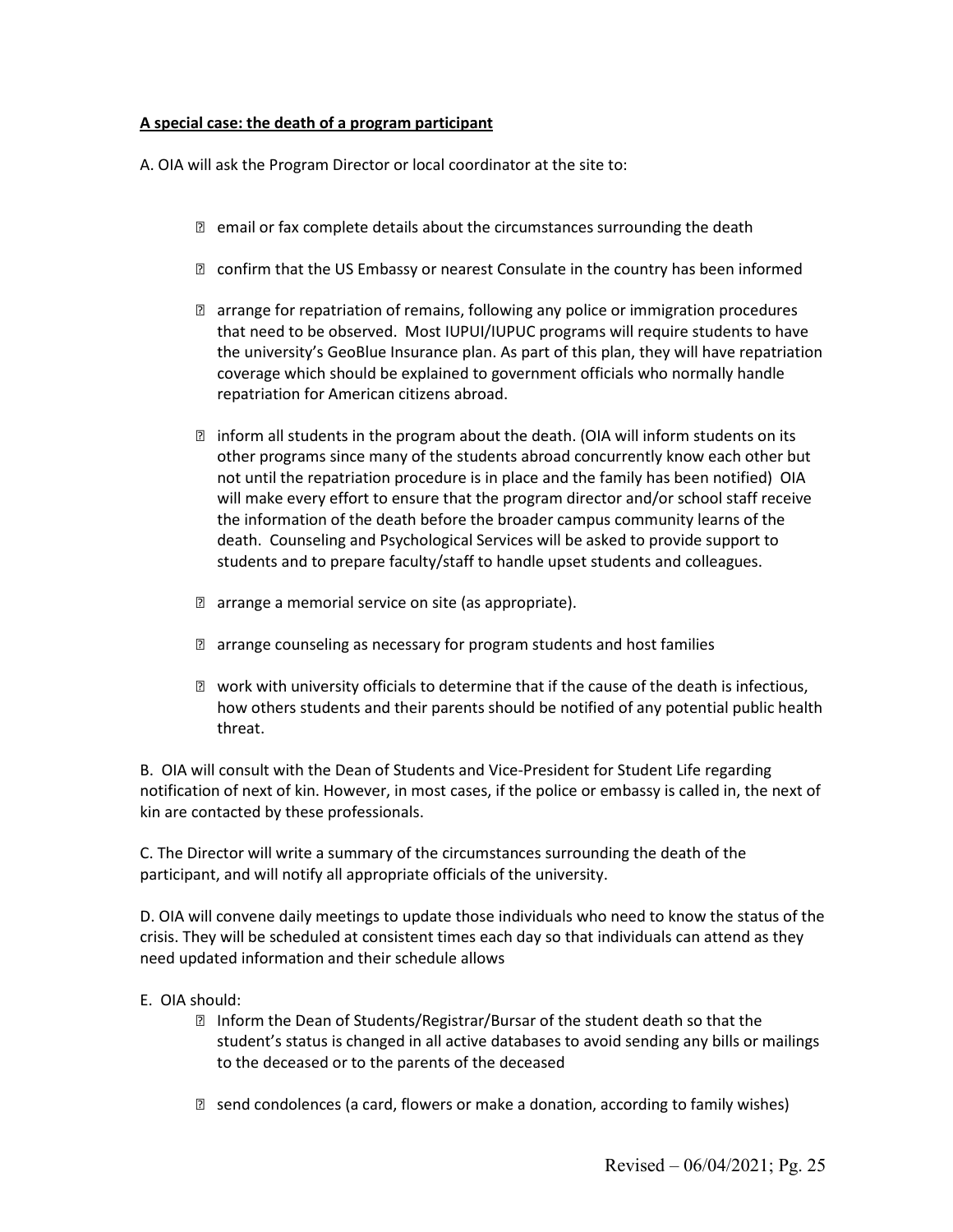**A special case: the death of a program participant**

A. OIA will ask the Program Director or local coordinator at the site to:

- email or fax complete details about the circumstances surrounding the death
- confirm that the US Embassy or nearest Consulate in the country has been informed
- arrange for repatriation of remains, following any police or immigration procedures that need to be observed. Most IUPUI/IUPUC programs will require students to have the university's GeoBlue Insurance plan. As part of this plan, they will have repatriation coverage which should be explained to government officials who normally handle repatriation for American citizens abroad.
- inform all students in the program about the death. (OIA will inform students on its other programs since many of the students abroad concurrently know each other but not until the repatriation procedure is in place and the family has been notified) OIA will make every effort to ensure that the program director and/or school staff receive the information of the death before the broader campus community learns of the death. Counseling and Psychological Services will be asked to provide support to students and to prepare faculty/staff to handle upset students and colleagues.
- arrange a memorial service on site (as appropriate).
- arrange counseling as necessary for program students and host families
- work with university officials to determine that if the cause of the death is infectious, how others students and their parents should be notified of any potential public health threat.

B. OIA will consult with the Dean of Students and Vice-President for Student Life regarding notification of next of kin. However, in most cases, if the police or embassy is called in, the next of kin are contacted by these professionals.

C. The Director will write a summary of the circumstances surrounding the death of the participant, and will notify all appropriate officials of the university.

D. OIA will convene daily meetings to update those individuals who need to know the status of the crisis. They will be scheduled at consistent times each day so that individuals can attend as they need updated information and their schedule allows

E. OIA should:

- Inform the Dean of Students/Registrar/Bursar of the student death so that the student's status is changed in all active databases to avoid sending any bills or mailings to the deceased or to the parents of the deceased
- send condolences (a card, flowers or make a donation, according to family wishes)

Revised – 06/04/2021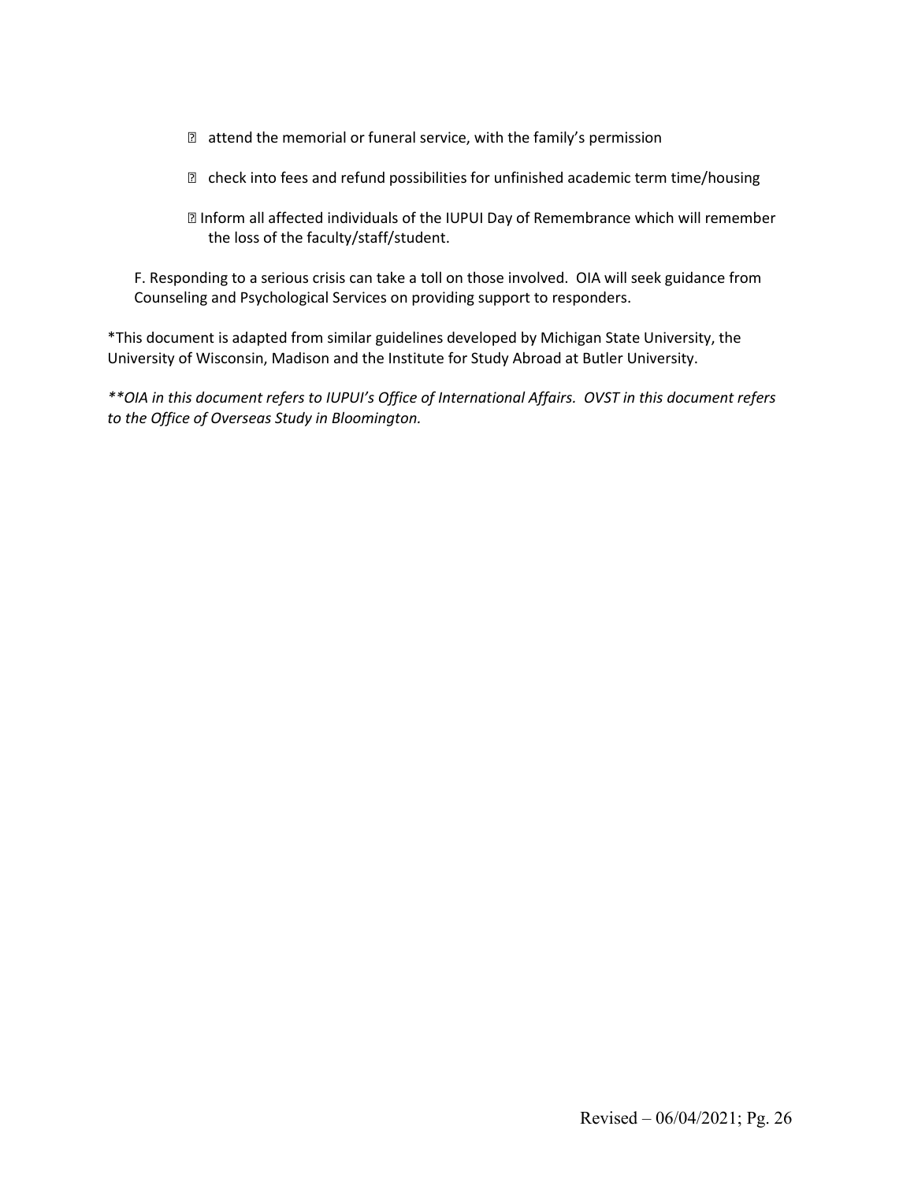- attend the memorial or funeral service, with the family's permission

- check into fees and refund possibilities for unfinished academic term time/housing

- Inform all affected individuals of the IUPUI Day of Remembrance which will remember the loss of the faculty/staff/student.

F. Responding to a serious crisis can take a toll on those involved. OIA will seek guidance from Counseling and Psychological Services on providing support to responders.

*This document is adapted from similar guidelines developed by Michigan State University, the University of Wisconsin, Madison and the Institute for Study Abroad at Butler University.

*\*\*OIA in this document refers to IUPUI's Office of International Affairs. OVST in this document refers to the Office of Overseas Study in Bloomington.*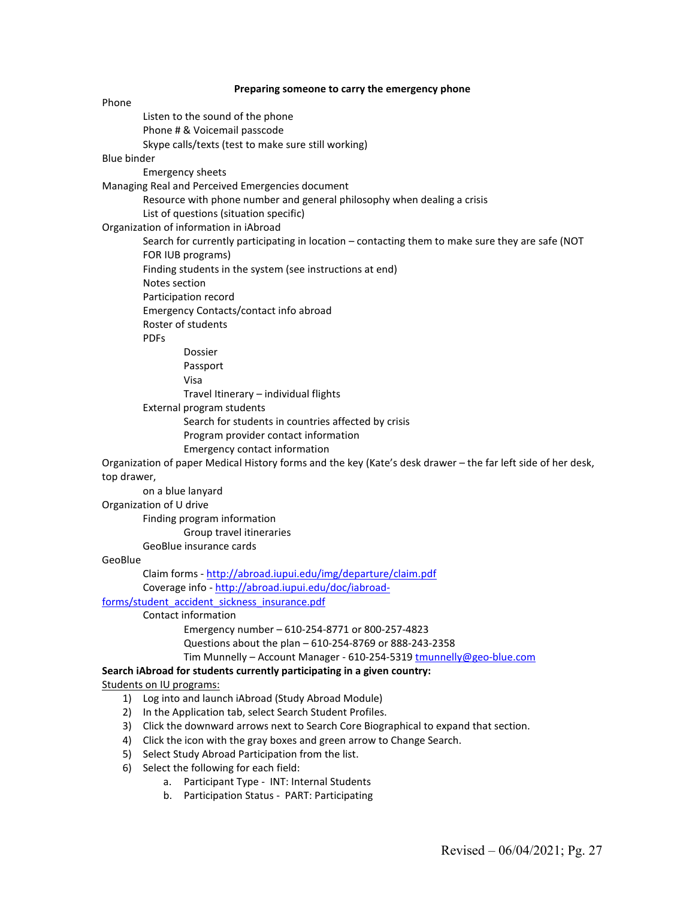**Preparing someone to carry the emergency phone**

- Phone
  - Listen to the sound of the phone
  - Phone # & Voicemail passcode
  - Skype calls/texts (test to make sure still working)
- Blue binder
  - Emergency sheets
- Managing Real and Perceived Emergencies document
  - Resource with phone number and general philosophy when dealing a crisis
  - List of questions (situation specific)
- Organization of information in iAbroad
  - Search for currently participating in location – contacting them to make sure they are safe (NOT FOR IUB programs)
  - Finding students in the system (see instructions at end)
  - Notes section
  - Participation record
  - Emergency Contacts/contact info abroad
  - Roster of students
  - PDFs
    - Dossier
    - Passport
    - Visa
    - Travel Itinerary – individual flights
  - External program students
    - Search for students in countries affected by crisis
    - Program provider contact information
    - Emergency contact information
- Organization of paper Medical History forms and the key (Kate's desk drawer – the far left side of her desk, top drawer,
  - on a blue lanyard
- Organization of U drive
  - Finding program information
    - Group travel itineraries
  - GeoBlue insurance cards
- GeoBlue
  - Claim forms - http://abroad.iupui.edu/img/departure/claim.pdf
  - Coverage info - http://abroad.iupui.edu/doc/iabroad-forms/student_accident_sickness_insurance.pdf
  - Contact information
    - Emergency number – 610-254-8771 or 800-257-4823
    - Questions about the plan – 610-254-8769 or 888-243-2358
    - Tim Munnelly – Account Manager - 610-254-5319 tmunnelly@geo-blue.com

**Search iAbroad for students currently participating in a given country:**

Students on IU programs:

1) Log into and launch iAbroad (Study Abroad Module)
2) In the Application tab, select Search Student Profiles.
3) Click the downward arrows next to Search Core Biographical to expand that section.
4) Click the icon with the gray boxes and green arrow to Change Search.
5) Select Study Abroad Participation from the list.
6) Select the following for each field:
   a. Participant Type - INT: Internal Students
   b. Participation Status - PART: Participating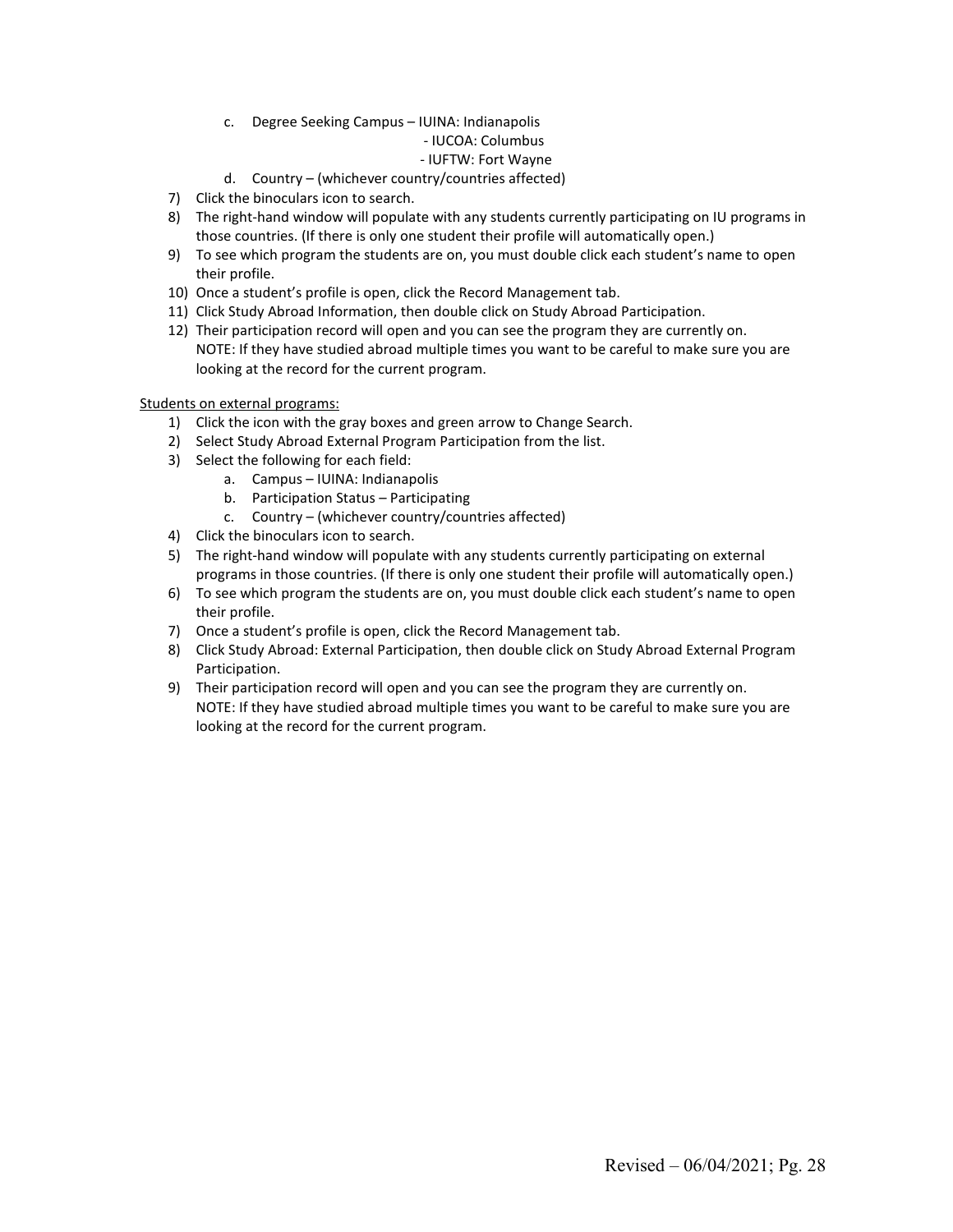c. Degree Seeking Campus – IUINA: Indianapolis
   - IUCOA: Columbus
   - IUFTW: Fort Wayne

d. Country – (whichever country/countries affected)

7) Click the binoculars icon to search.
8) The right-hand window will populate with any students currently participating on IU programs in those countries. (If there is only one student their profile will automatically open.)
9) To see which program the students are on, you must double click each student's name to open their profile.
10) Once a student's profile is open, click the Record Management tab.
11) Click Study Abroad Information, then double click on Study Abroad Participation.
12) Their participation record will open and you can see the program they are currently on. NOTE: If they have studied abroad multiple times you want to be careful to make sure you are looking at the record for the current program.

<u>Students on external programs:</u>

1) Click the icon with the gray boxes and green arrow to Change Search.
2) Select Study Abroad External Program Participation from the list.
3) Select the following for each field:
   a. Campus – IUINA: Indianapolis
   b. Participation Status – Participating
   c. Country – (whichever country/countries affected)
4) Click the binoculars icon to search.
5) The right-hand window will populate with any students currently participating on external programs in those countries. (If there is only one student their profile will automatically open.)
6) To see which program the students are on, you must double click each student's name to open their profile.
7) Once a student's profile is open, click the Record Management tab.
8) Click Study Abroad: External Participation, then double click on Study Abroad External Program Participation.
9) Their participation record will open and you can see the program they are currently on. NOTE: If they have studied abroad multiple times you want to be careful to make sure you are looking at the record for the current program.

Revised – 06/04/2021